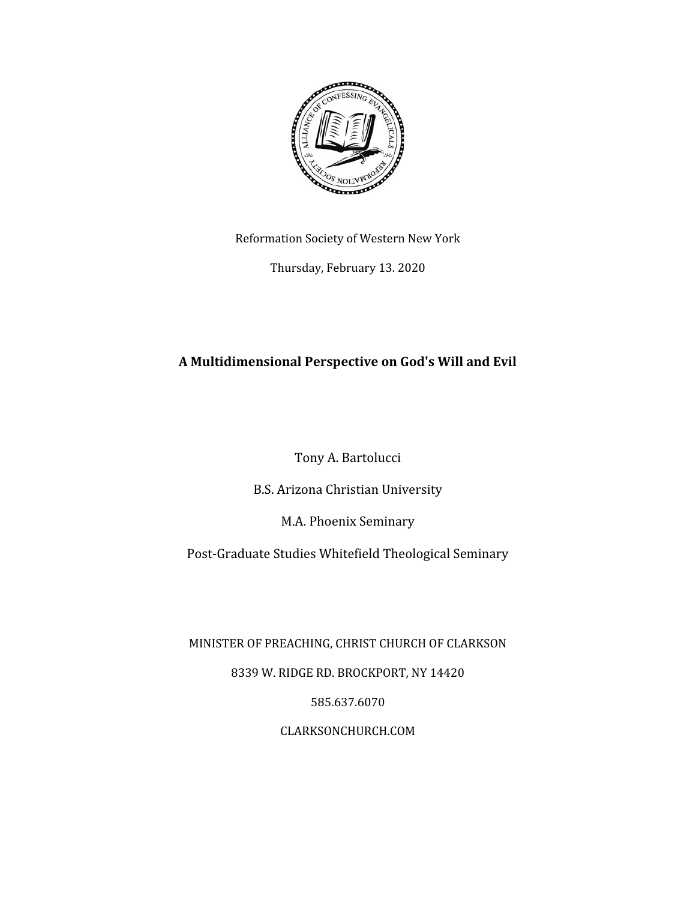Reformation Society of Western New York

Thursday, February 13. 2020

# A Multidimensional Perspective on God's Will and Evil

Tony A. Bartolucci

B.S. Arizona Christian University

M.A. Phoenix Seminary

Post-Graduate Studies Whitefield Theological Seminary

MINISTER OF PREACHING, CHRIST CHURCH OF CLARKSON

8339 W. RIDGE RD. BROCKPORT, NY 14420

585.637.6070

CLARKSONCHURCH.COM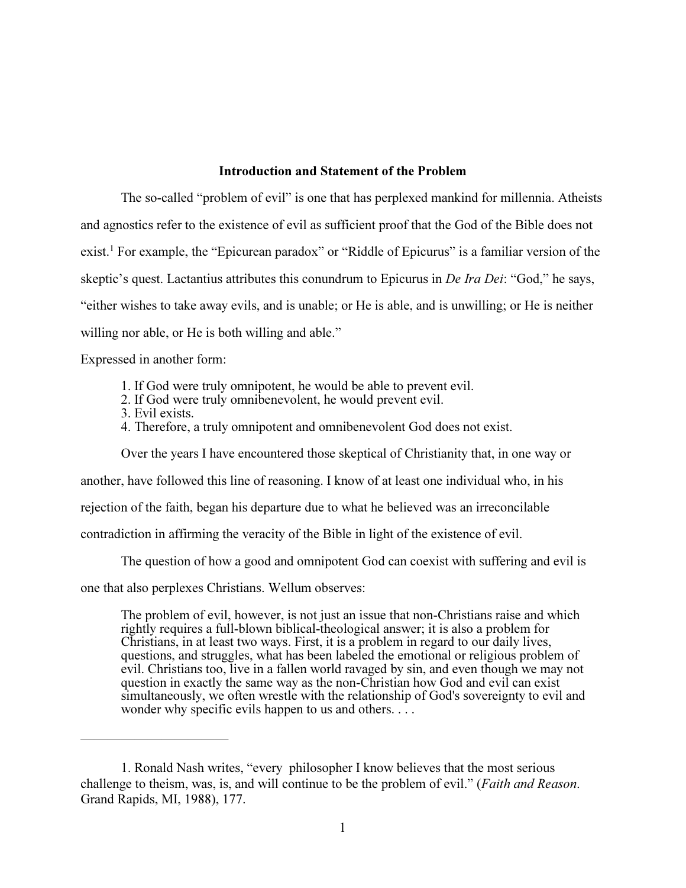## Introduction and Statement of the Problem

The so-called "problem of evil" is one that has perplexed mankind for millennia. Atheists and agnostics refer to the existence of evil as sufficient proof that the God of the Bible does not exist.[1] For example, the "Epicurean paradox" or "Riddle of Epicurus" is a familiar version of the skeptic's quest. Lactantius attributes this conundrum to Epicurus in *De Ira Dei*: "God," he says, "either wishes to take away evils, and is unable; or He is able, and is unwilling; or He is neither willing nor able, or He is both willing and able."

Expressed in another form:

> 1. If God were truly omnipotent, he would be able to prevent evil.
> 2. If God were truly omnibenevolent, he would prevent evil.
> 3. Evil exists.
> 4. Therefore, a truly omnipotent and omnibenevolent God does not exist.

Over the years I have encountered those skeptical of Christianity that, in one way or another, have followed this line of reasoning. I know of at least one individual who, in his rejection of the faith, began his departure due to what he believed was an irreconcilable contradiction in affirming the veracity of the Bible in light of the existence of evil.

The question of how a good and omnipotent God can coexist with suffering and evil is one that also perplexes Christians. Wellum observes:

> The problem of evil, however, is not just an issue that non-Christians raise and which rightly requires a full-blown biblical-theological answer; it is also a problem for Christians, in at least two ways. First, it is a problem in regard to our daily lives, questions, and struggles, what has been labeled the emotional or religious problem of evil. Christians too, live in a fallen world ravaged by sin, and even though we may not question in exactly the same way as the non-Christian how God and evil can exist simultaneously, we often wrestle with the relationship of God's sovereignty to evil and wonder why specific evils happen to us and others. . . .

---

1. Ronald Nash writes, "every philosopher I know believes that the most serious challenge to theism, was, is, and will continue to be the problem of evil." (*Faith and Reason*. Grand Rapids, MI, 1988), 177.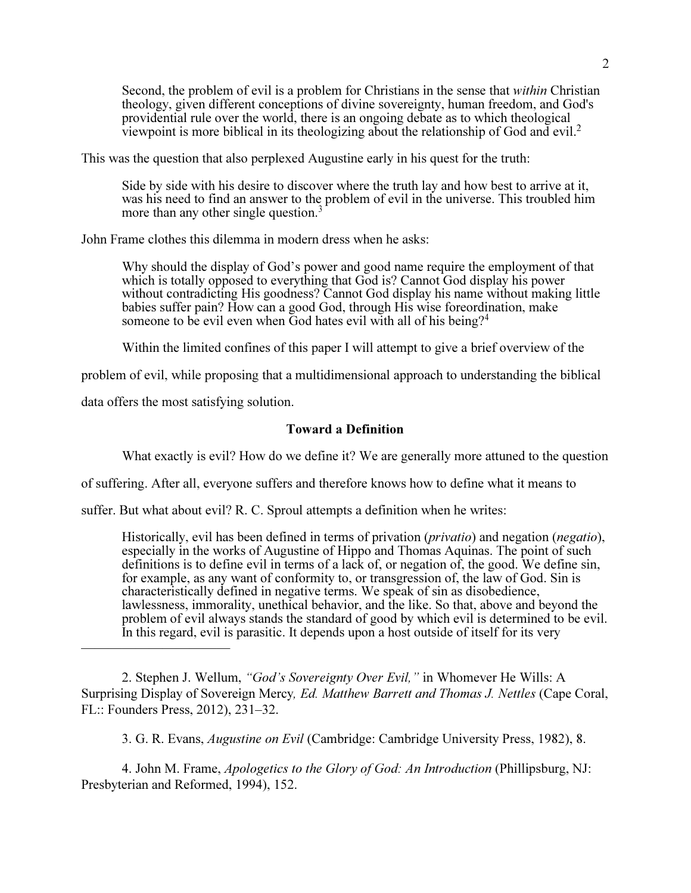> Second, the problem of evil is a problem for Christians in the sense that *within* Christian theology, given different conceptions of divine sovereignty, human freedom, and God's providential rule over the world, there is an ongoing debate as to which theological viewpoint is more biblical in its theologizing about the relationship of God and evil.[2]

This was the question that also perplexed Augustine early in his quest for the truth:

> Side by side with his desire to discover where the truth lay and how best to arrive at it, was his need to find an answer to the problem of evil in the universe. This troubled him more than any other single question.[3]

John Frame clothes this dilemma in modern dress when he asks:

> Why should the display of God's power and good name require the employment of that which is totally opposed to everything that God is? Cannot God display his power without contradicting His goodness? Cannot God display his name without making little babies suffer pain? How can a good God, through His wise foreordination, make someone to be evil even when God hates evil with all of his being?[4]

Within the limited confines of this paper I will attempt to give a brief overview of the problem of evil, while proposing that a multidimensional approach to understanding the biblical data offers the most satisfying solution.

### Toward a Definition

What exactly is evil? How do we define it? We are generally more attuned to the question of suffering. After all, everyone suffers and therefore knows how to define what it means to suffer. But what about evil? R. C. Sproul attempts a definition when he writes:

> Historically, evil has been defined in terms of privation (*privatio*) and negation (*negatio*), especially in the works of Augustine of Hippo and Thomas Aquinas. The point of such definitions is to define evil in terms of a lack of, or negation of, the good. We define sin, for example, as any want of conformity to, or transgression of, the law of God. Sin is characteristically defined in negative terms. We speak of sin as disobedience, lawlessness, immorality, unethical behavior, and the like. So that, above and beyond the problem of evil always stands the standard of good by which evil is determined to be evil. In this regard, evil is parasitic. It depends upon a host outside of itself for its very

---

2. Stephen J. Wellum, *"God's Sovereignty Over Evil,"* in Whomever He Wills: A Surprising Display of Sovereign Mercy*, Ed. Matthew Barrett and Thomas J. Nettles* (Cape Coral, FL:: Founders Press, 2012), 231–32.

3. G. R. Evans, *Augustine on Evil* (Cambridge: Cambridge University Press, 1982), 8.

4. John M. Frame, *Apologetics to the Glory of God: An Introduction* (Phillipsburg, NJ: Presbyterian and Reformed, 1994), 152.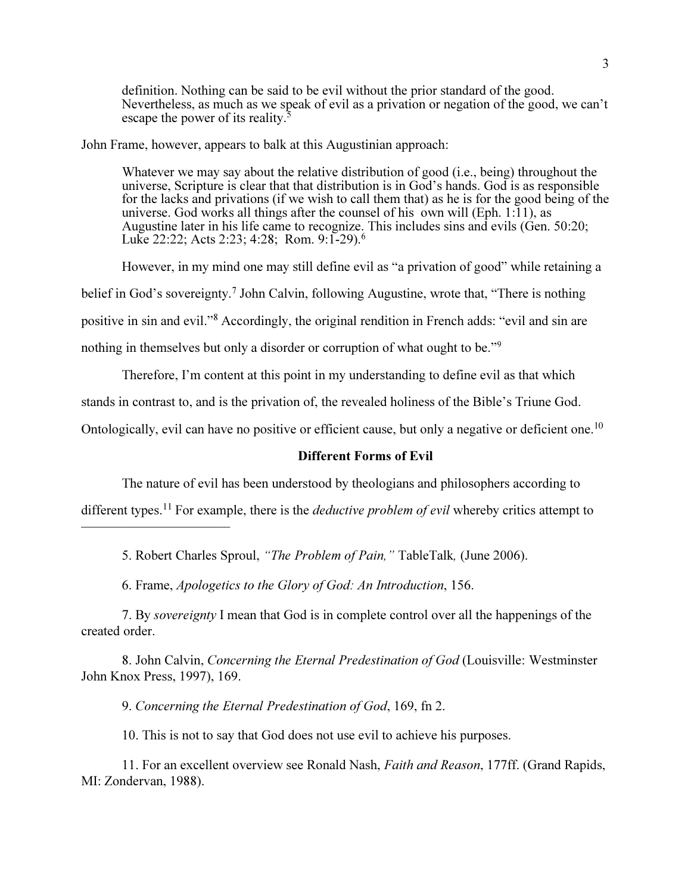> definition. Nothing can be said to be evil without the prior standard of the good. Nevertheless, as much as we speak of evil as a privation or negation of the good, we can't escape the power of its reality.[5]

John Frame, however, appears to balk at this Augustinian approach:

> Whatever we may say about the relative distribution of good (i.e., being) throughout the universe, Scripture is clear that that distribution is in God's hands. God is as responsible for the lacks and privations (if we wish to call them that) as he is for the good being of the universe. God works all things after the counsel of his own will (Eph. 1:11), as Augustine later in his life came to recognize. This includes sins and evils (Gen. 50:20; Luke 22:22; Acts 2:23; 4:28; Rom. 9:1-29).[6]

However, in my mind one may still define evil as "a privation of good" while retaining a belief in God's sovereignty.[7] John Calvin, following Augustine, wrote that, "There is nothing positive in sin and evil."[8] Accordingly, the original rendition in French adds: "evil and sin are nothing in themselves but only a disorder or corruption of what ought to be."[9]

Therefore, I'm content at this point in my understanding to define evil as that which stands in contrast to, and is the privation of, the revealed holiness of the Bible's Triune God. Ontologically, evil can have no positive or efficient cause, but only a negative or deficient one.[10]

**Different Forms of Evil**

The nature of evil has been understood by theologians and philosophers according to different types.[11] For example, there is the *deductive problem of evil* whereby critics attempt to

---

5. Robert Charles Sproul, *"The Problem of Pain,"* TableTalk*,* (June 2006).

6. Frame, *Apologetics to the Glory of God: An Introduction*, 156.

7. By *sovereignty* I mean that God is in complete control over all the happenings of the created order.

8. John Calvin, *Concerning the Eternal Predestination of God* (Louisville: Westminster John Knox Press, 1997), 169.

9. *Concerning the Eternal Predestination of God*, 169, fn 2.

10. This is not to say that God does not use evil to achieve his purposes.

11. For an excellent overview see Ronald Nash, *Faith and Reason*, 177ff. (Grand Rapids, MI: Zondervan, 1988).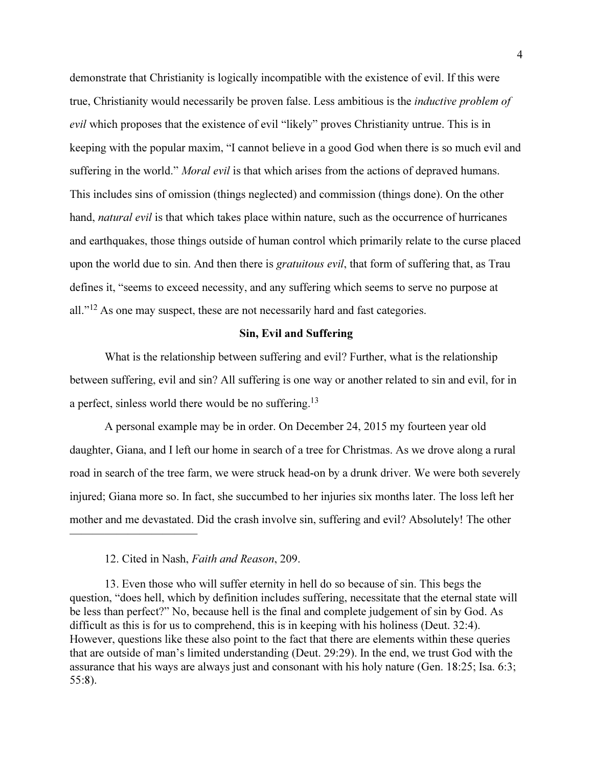demonstrate that Christianity is logically incompatible with the existence of evil. If this were true, Christianity would necessarily be proven false. Less ambitious is the *inductive problem of evil* which proposes that the existence of evil "likely" proves Christianity untrue. This is in keeping with the popular maxim, "I cannot believe in a good God when there is so much evil and suffering in the world." *Moral evil* is that which arises from the actions of depraved humans. This includes sins of omission (things neglected) and commission (things done). On the other hand, *natural evil* is that which takes place within nature, such as the occurrence of hurricanes and earthquakes, those things outside of human control which primarily relate to the curse placed upon the world due to sin. And then there is *gratuitous evil*, that form of suffering that, as Trau defines it, "seems to exceed necessity, and any suffering which seems to serve no purpose at all."[12] As one may suspect, these are not necessarily hard and fast categories.

### Sin, Evil and Suffering

What is the relationship between suffering and evil? Further, what is the relationship between suffering, evil and sin? All suffering is one way or another related to sin and evil, for in a perfect, sinless world there would be no suffering.[13]

A personal example may be in order. On December 24, 2015 my fourteen year old daughter, Giana, and I left our home in search of a tree for Christmas. As we drove along a rural road in search of the tree farm, we were struck head-on by a drunk driver. We were both severely injured; Giana more so. In fact, she succumbed to her injuries six months later. The loss left her mother and me devastated. Did the crash involve sin, suffering and evil? Absolutely! The other

---

12. Cited in Nash, *Faith and Reason*, 209.

13. Even those who will suffer eternity in hell do so because of sin. This begs the question, "does hell, which by definition includes suffering, necessitate that the eternal state will be less than perfect?" No, because hell is the final and complete judgement of sin by God. As difficult as this is for us to comprehend, this is in keeping with his holiness (Deut. 32:4). However, questions like these also point to the fact that there are elements within these queries that are outside of man's limited understanding (Deut. 29:29). In the end, we trust God with the assurance that his ways are always just and consonant with his holy nature (Gen. 18:25; Isa. 6:3; 55:8).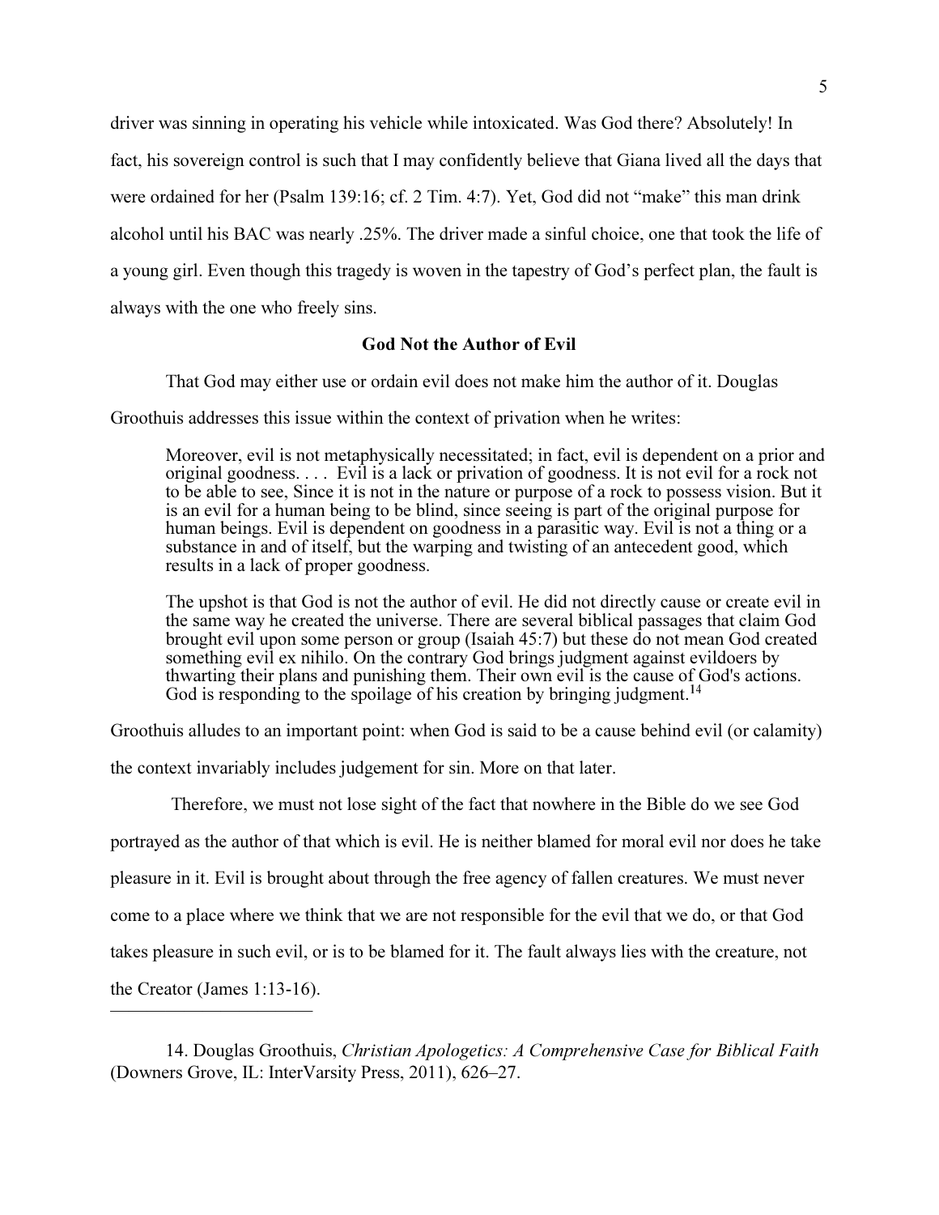driver was sinning in operating his vehicle while intoxicated. Was God there? Absolutely! In fact, his sovereign control is such that I may confidently believe that Giana lived all the days that were ordained for her (Psalm 139:16; cf. 2 Tim. 4:7). Yet, God did not "make" this man drink alcohol until his BAC was nearly .25%. The driver made a sinful choice, one that took the life of a young girl. Even though this tragedy is woven in the tapestry of God's perfect plan, the fault is always with the one who freely sins.

### God Not the Author of Evil

That God may either use or ordain evil does not make him the author of it. Douglas Groothuis addresses this issue within the context of privation when he writes:

> Moreover, evil is not metaphysically necessitated; in fact, evil is dependent on a prior and original goodness. . . . Evil is a lack or privation of goodness. It is not evil for a rock not to be able to see, Since it is not in the nature or purpose of a rock to possess vision. But it is an evil for a human being to be blind, since seeing is part of the original purpose for human beings. Evil is dependent on goodness in a parasitic way. Evil is not a thing or a substance in and of itself, but the warping and twisting of an antecedent good, which results in a lack of proper goodness.
>
> The upshot is that God is not the author of evil. He did not directly cause or create evil in the same way he created the universe. There are several biblical passages that claim God brought evil upon some person or group (Isaiah 45:7) but these do not mean God created something evil ex nihilo. On the contrary God brings judgment against evildoers by thwarting their plans and punishing them. Their own evil is the cause of God's actions. God is responding to the spoilage of his creation by bringing judgment.[14]

Groothuis alludes to an important point: when God is said to be a cause behind evil (or calamity) the context invariably includes judgement for sin. More on that later.

Therefore, we must not lose sight of the fact that nowhere in the Bible do we see God portrayed as the author of that which is evil. He is neither blamed for moral evil nor does he take pleasure in it. Evil is brought about through the free agency of fallen creatures. We must never come to a place where we think that we are not responsible for the evil that we do, or that God takes pleasure in such evil, or is to be blamed for it. The fault always lies with the creature, not the Creator (James 1:13-16).

---

14. Douglas Groothuis, *Christian Apologetics: A Comprehensive Case for Biblical Faith* (Downers Grove, IL: InterVarsity Press, 2011), 626–27.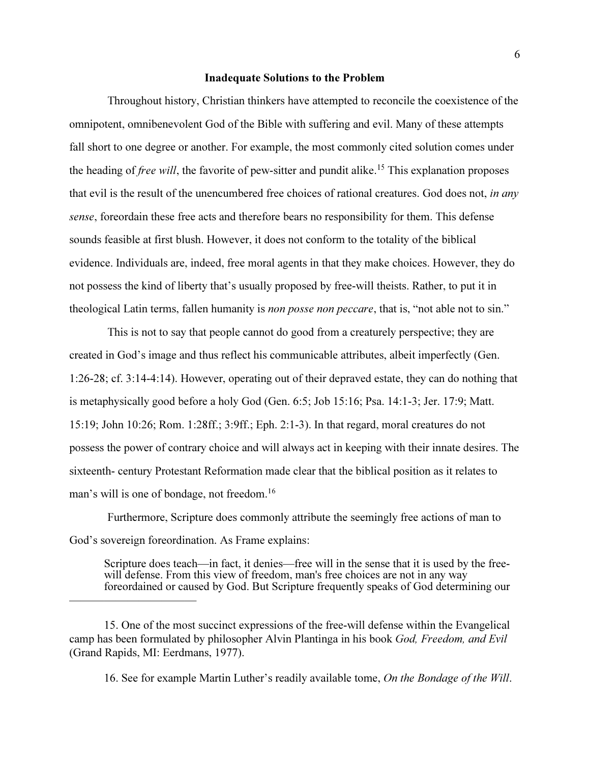## Inadequate Solutions to the Problem

Throughout history, Christian thinkers have attempted to reconcile the coexistence of the omnipotent, omnibenevolent God of the Bible with suffering and evil. Many of these attempts fall short to one degree or another. For example, the most commonly cited solution comes under the heading of *free will*, the favorite of pew-sitter and pundit alike.[15] This explanation proposes that evil is the result of the unencumbered free choices of rational creatures. God does not, *in any sense*, foreordain these free acts and therefore bears no responsibility for them. This defense sounds feasible at first blush. However, it does not conform to the totality of the biblical evidence. Individuals are, indeed, free moral agents in that they make choices. However, they do not possess the kind of liberty that's usually proposed by free-will theists. Rather, to put it in theological Latin terms, fallen humanity is *non posse non peccare*, that is, "not able not to sin."

This is not to say that people cannot do good from a creaturely perspective; they are created in God's image and thus reflect his communicable attributes, albeit imperfectly (Gen. 1:26-28; cf. 3:14-4:14). However, operating out of their depraved estate, they can do nothing that is metaphysically good before a holy God (Gen. 6:5; Job 15:16; Psa. 14:1-3; Jer. 17:9; Matt. 15:19; John 10:26; Rom. 1:28ff.; 3:9ff.; Eph. 2:1-3). In that regard, moral creatures do not possess the power of contrary choice and will always act in keeping with their innate desires. The sixteenth- century Protestant Reformation made clear that the biblical position as it relates to man's will is one of bondage, not freedom.[16]

Furthermore, Scripture does commonly attribute the seemingly free actions of man to God's sovereign foreordination. As Frame explains:

> Scripture does teach—in fact, it denies—free will in the sense that it is used by the free-will defense. From this view of freedom, man's free choices are not in any way foreordained or caused by God. But Scripture frequently speaks of God determining our

---

15. One of the most succinct expressions of the free-will defense within the Evangelical camp has been formulated by philosopher Alvin Plantinga in his book *God, Freedom, and Evil* (Grand Rapids, MI: Eerdmans, 1977).

16. See for example Martin Luther's readily available tome, *On the Bondage of the Will*.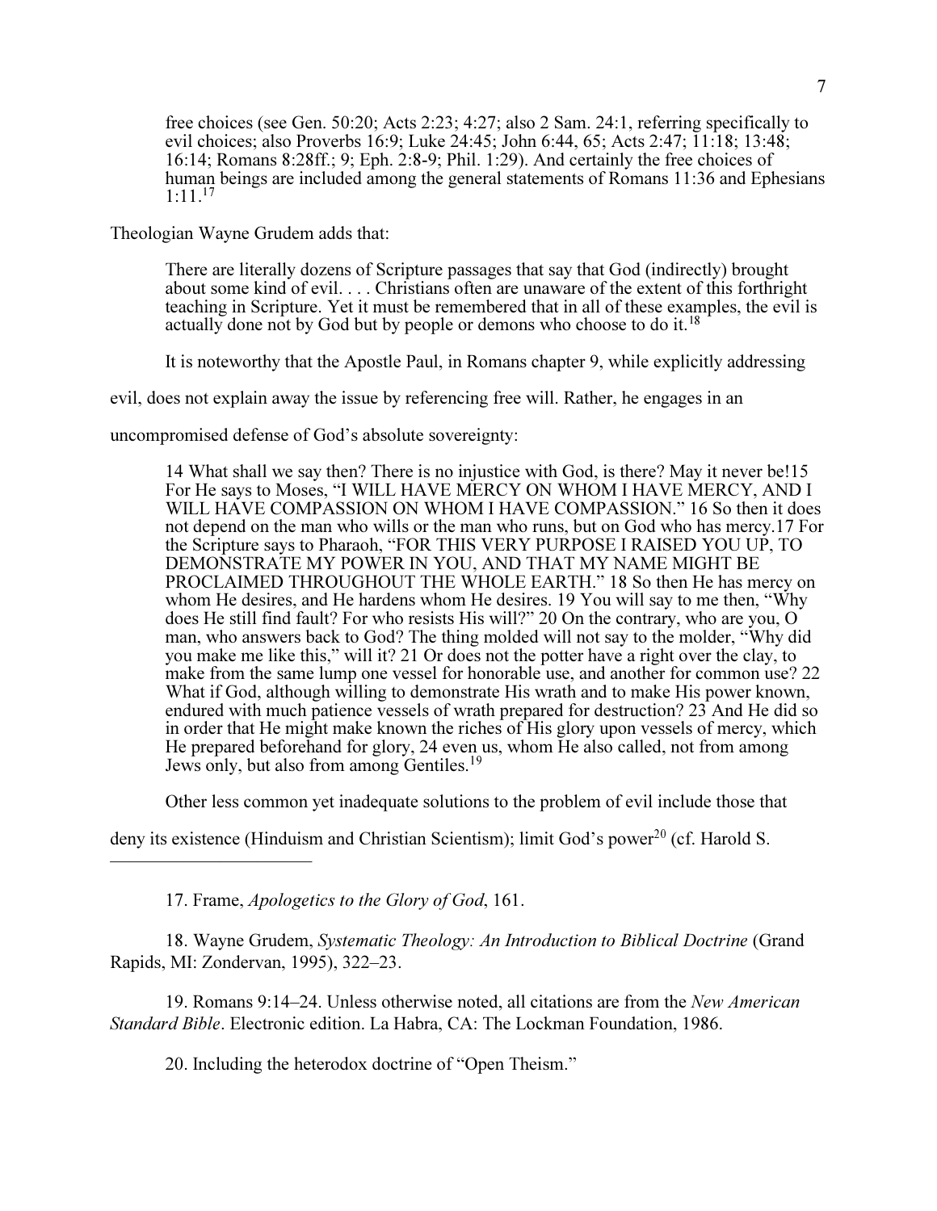> free choices (see Gen. 50:20; Acts 2:23; 4:27; also 2 Sam. 24:1, referring specifically to evil choices; also Proverbs 16:9; Luke 24:45; John 6:44, 65; Acts 2:47; 11:18; 13:48; 16:14; Romans 8:28ff.; 9; Eph. 2:8-9; Phil. 1:29). And certainly the free choices of human beings are included among the general statements of Romans 11:36 and Ephesians 1:11.[17]

Theologian Wayne Grudem adds that:

> There are literally dozens of Scripture passages that say that God (indirectly) brought about some kind of evil. . . . Christians often are unaware of the extent of this forthright teaching in Scripture. Yet it must be remembered that in all of these examples, the evil is actually done not by God but by people or demons who choose to do it.[18]

It is noteworthy that the Apostle Paul, in Romans chapter 9, while explicitly addressing evil, does not explain away the issue by referencing free will. Rather, he engages in an uncompromised defense of God's absolute sovereignty:

> 14 What shall we say then? There is no injustice with God, is there? May it never be!15 For He says to Moses, "I WILL HAVE MERCY ON WHOM I HAVE MERCY, AND I WILL HAVE COMPASSION ON WHOM I HAVE COMPASSION." 16 So then it does not depend on the man who wills or the man who runs, but on God who has mercy.17 For the Scripture says to Pharaoh, "FOR THIS VERY PURPOSE I RAISED YOU UP, TO DEMONSTRATE MY POWER IN YOU, AND THAT MY NAME MIGHT BE PROCLAIMED THROUGHOUT THE WHOLE EARTH." 18 So then He has mercy on whom He desires, and He hardens whom He desires. 19 You will say to me then, "Why does He still find fault? For who resists His will?" 20 On the contrary, who are you, O man, who answers back to God? The thing molded will not say to the molder, "Why did you make me like this," will it? 21 Or does not the potter have a right over the clay, to make from the same lump one vessel for honorable use, and another for common use? 22 What if God, although willing to demonstrate His wrath and to make His power known, endured with much patience vessels of wrath prepared for destruction? 23 And He did so in order that He might make known the riches of His glory upon vessels of mercy, which He prepared beforehand for glory, 24 even us, whom He also called, not from among Jews only, but also from among Gentiles.[19]

Other less common yet inadequate solutions to the problem of evil include those that deny its existence (Hinduism and Christian Scientism); limit God's power[20] (cf. Harold S.

---

17. Frame, *Apologetics to the Glory of God*, 161.

18. Wayne Grudem, *Systematic Theology: An Introduction to Biblical Doctrine* (Grand Rapids, MI: Zondervan, 1995), 322–23.

19. Romans 9:14–24. Unless otherwise noted, all citations are from the *New American Standard Bible*. Electronic edition. La Habra, CA: The Lockman Foundation, 1986.

20. Including the heterodox doctrine of "Open Theism."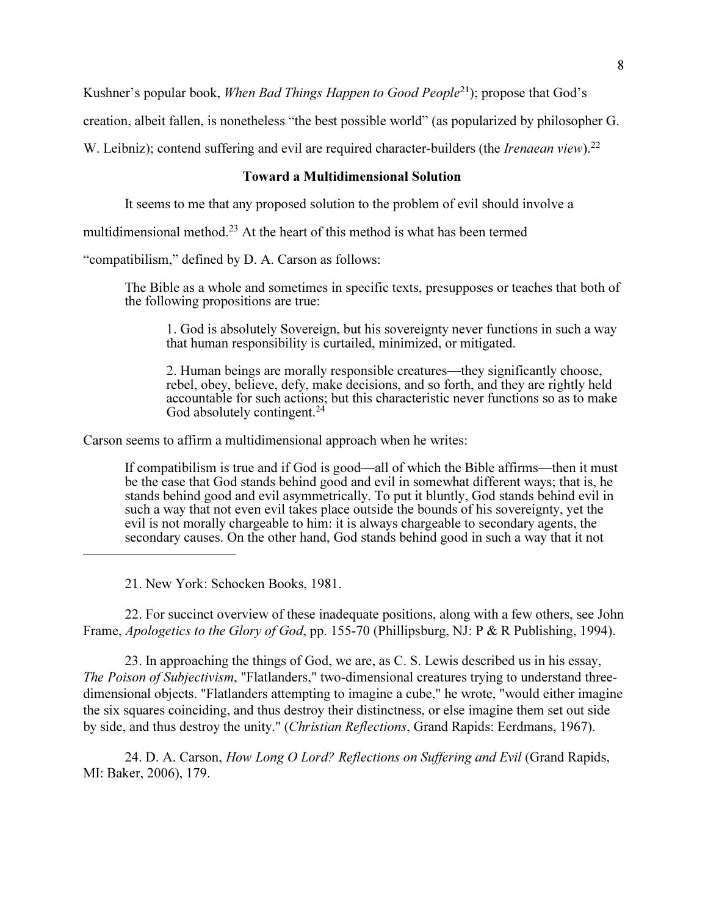Kushner's popular book, *When Bad Things Happen to Good People*[21]); propose that God's creation, albeit fallen, is nonetheless "the best possible world" (as popularized by philosopher G. W. Leibniz); contend suffering and evil are required character-builders (the *Irenaean view*).[22]

## Toward a Multidimensional Solution

It seems to me that any proposed solution to the problem of evil should involve a multidimensional method.[23] At the heart of this method is what has been termed "compatibilism," defined by D. A. Carson as follows:

> The Bible as a whole and sometimes in specific texts, presupposes or teaches that both of the following propositions are true:
>
> > 1. God is absolutely Sovereign, but his sovereignty never functions in such a way that human responsibility is curtailed, minimized, or mitigated.
> >
> > 2. Human beings are morally responsible creatures—they significantly choose, rebel, obey, believe, defy, make decisions, and so forth, and they are rightly held accountable for such actions; but this characteristic never functions so as to make God absolutely contingent.[24]

Carson seems to affirm a multidimensional approach when he writes:

> If compatibilism is true and if God is good—all of which the Bible affirms—then it must be the case that God stands behind good and evil in somewhat different ways; that is, he stands behind good and evil asymmetrically. To put it bluntly, God stands behind evil in such a way that not even evil takes place outside the bounds of his sovereignty, yet the evil is not morally chargeable to him: it is always chargeable to secondary agents, the secondary causes. On the other hand, God stands behind good in such a way that it not

---

21. New York: Schocken Books, 1981.

22. For succinct overview of these inadequate positions, along with a few others, see John Frame, *Apologetics to the Glory of God*, pp. 155-70 (Phillipsburg, NJ: P & R Publishing, 1994).

23. In approaching the things of God, we are, as C. S. Lewis described us in his essay, *The Poison of Subjectivism*, "Flatlanders," two-dimensional creatures trying to understand three-dimensional objects. "Flatlanders attempting to imagine a cube," he wrote, "would either imagine the six squares coinciding, and thus destroy their distinctness, or else imagine them set out side by side, and thus destroy the unity." (*Christian Reflections*, Grand Rapids: Eerdmans, 1967).

24. D. A. Carson, *How Long O Lord? Reflections on Suffering and Evil* (Grand Rapids, MI: Baker, 2006), 179.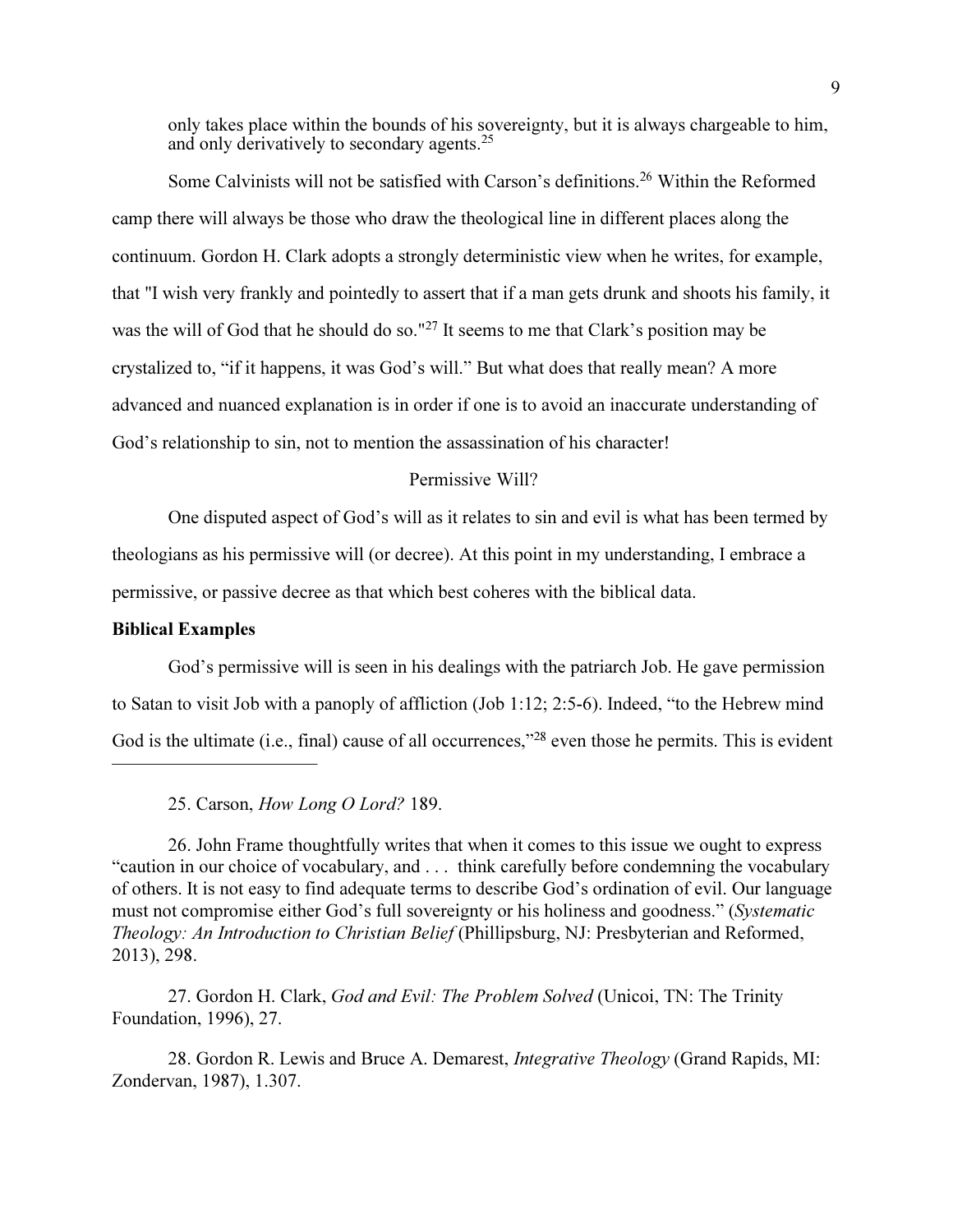only takes place within the bounds of his sovereignty, but it is always chargeable to him, and only derivatively to secondary agents.[25]

Some Calvinists will not be satisfied with Carson's definitions.[26] Within the Reformed camp there will always be those who draw the theological line in different places along the continuum. Gordon H. Clark adopts a strongly deterministic view when he writes, for example, that "I wish very frankly and pointedly to assert that if a man gets drunk and shoots his family, it was the will of God that he should do so."[27] It seems to me that Clark's position may be crystalized to, "if it happens, it was God's will." But what does that really mean? A more advanced and nuanced explanation is in order if one is to avoid an inaccurate understanding of God's relationship to sin, not to mention the assassination of his character!

## Permissive Will?

One disputed aspect of God's will as it relates to sin and evil is what has been termed by theologians as his permissive will (or decree). At this point in my understanding, I embrace a permissive, or passive decree as that which best coheres with the biblical data.

### Biblical Examples

God's permissive will is seen in his dealings with the patriarch Job. He gave permission to Satan to visit Job with a panoply of affliction (Job 1:12; 2:5-6). Indeed, "to the Hebrew mind God is the ultimate (i.e., final) cause of all occurrences,"[28] even those he permits. This is evident

---

25. Carson, *How Long O Lord?* 189.

26. John Frame thoughtfully writes that when it comes to this issue we ought to express "caution in our choice of vocabulary, and . . . think carefully before condemning the vocabulary of others. It is not easy to find adequate terms to describe God's ordination of evil. Our language must not compromise either God's full sovereignty or his holiness and goodness." (*Systematic Theology: An Introduction to Christian Belief* (Phillipsburg, NJ: Presbyterian and Reformed, 2013), 298.

27. Gordon H. Clark, *God and Evil: The Problem Solved* (Unicoi, TN: The Trinity Foundation, 1996), 27.

28. Gordon R. Lewis and Bruce A. Demarest, *Integrative Theology* (Grand Rapids, MI: Zondervan, 1987), 1.307.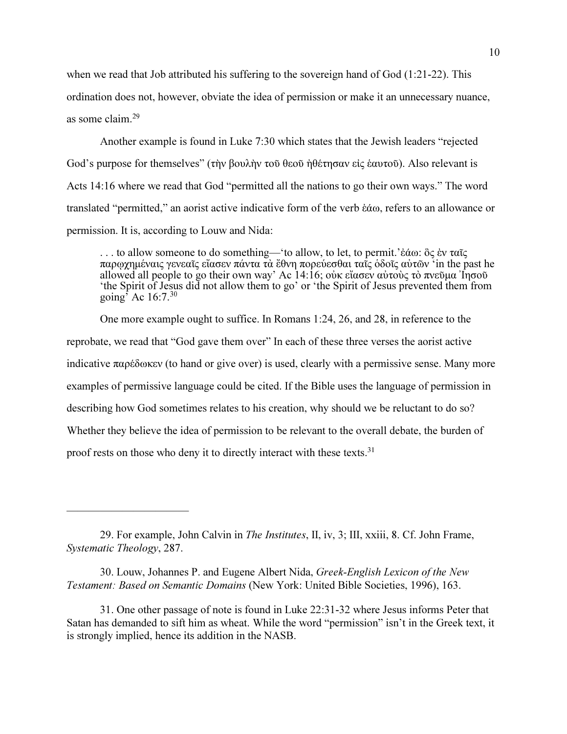when we read that Job attributed his suffering to the sovereign hand of God (1:21-22). This ordination does not, however, obviate the idea of permission or make it an unnecessary nuance, as some claim.[29]

Another example is found in Luke 7:30 which states that the Jewish leaders "rejected God's purpose for themselves" (τὴν βουλὴν τοῦ θεοῦ ἠθέτησαν εἰς ἑαυτοῦ). Also relevant is Acts 14:16 where we read that God "permitted all the nations to go their own ways." The word translated "permitted," an aorist active indicative form of the verb ἐάω, refers to an allowance or permission. It is, according to Louw and Nida:

> . . . to allow someone to do something—'to allow, to let, to permit.' ἐάω: ὃς ἐν ταῖς παρῳχημέναις γενεαῖς εἴασεν πάντα τὰ ἔθνη πορεύεσθαι ταῖς ὁδοῖς αὐτῶν 'in the past he allowed all people to go their own way' Ac 14:16; οὐκ εἴασεν αὐτοὺς τὸ πνεῦμα Ἰησοῦ 'the Spirit of Jesus did not allow them to go' or 'the Spirit of Jesus prevented them from going' Ac 16:7.[30]

One more example ought to suffice. In Romans 1:24, 26, and 28, in reference to the reprobate, we read that "God gave them over" In each of these three verses the aorist active indicative παρέδωκεν (to hand or give over) is used, clearly with a permissive sense. Many more examples of permissive language could be cited. If the Bible uses the language of permission in describing how God sometimes relates to his creation, why should we be reluctant to do so? Whether they believe the idea of permission to be relevant to the overall debate, the burden of proof rests on those who deny it to directly interact with these texts.[31]

---

29. For example, John Calvin in *The Institutes*, II, iv, 3; III, xxiii, 8. Cf. John Frame, *Systematic Theology*, 287.

30. Louw, Johannes P. and Eugene Albert Nida, *Greek-English Lexicon of the New Testament: Based on Semantic Domains* (New York: United Bible Societies, 1996), 163.

31. One other passage of note is found in Luke 22:31-32 where Jesus informs Peter that Satan has demanded to sift him as wheat. While the word "permission" isn't in the Greek text, it is strongly implied, hence its addition in the NASB.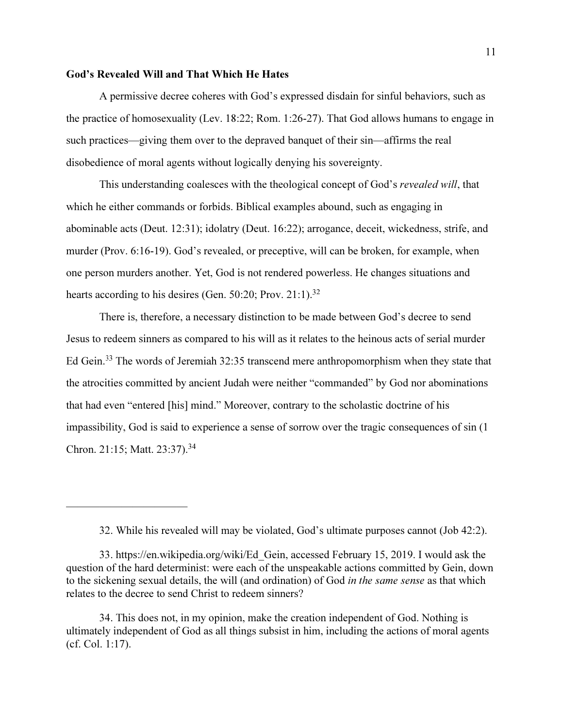**God's Revealed Will and That Which He Hates**

A permissive decree coheres with God's expressed disdain for sinful behaviors, such as the practice of homosexuality (Lev. 18:22; Rom. 1:26-27). That God allows humans to engage in such practices—giving them over to the depraved banquet of their sin—affirms the real disobedience of moral agents without logically denying his sovereignty.

This understanding coalesces with the theological concept of God's *revealed will*, that which he either commands or forbids. Biblical examples abound, such as engaging in abominable acts (Deut. 12:31); idolatry (Deut. 16:22); arrogance, deceit, wickedness, strife, and murder (Prov. 6:16-19). God's revealed, or preceptive, will can be broken, for example, when one person murders another. Yet, God is not rendered powerless. He changes situations and hearts according to his desires (Gen. 50:20; Prov. 21:1).[32]

There is, therefore, a necessary distinction to be made between God's decree to send Jesus to redeem sinners as compared to his will as it relates to the heinous acts of serial murder Ed Gein.[33] The words of Jeremiah 32:35 transcend mere anthropomorphism when they state that the atrocities committed by ancient Judah were neither "commanded" by God nor abominations that had even "entered [his] mind." Moreover, contrary to the scholastic doctrine of his impassibility, God is said to experience a sense of sorrow over the tragic consequences of sin (1 Chron. 21:15; Matt. 23:37).[34]

---

32. While his revealed will may be violated, God's ultimate purposes cannot (Job 42:2).

33. https://en.wikipedia.org/wiki/Ed_Gein, accessed February 15, 2019. I would ask the question of the hard determinist: were each of the unspeakable actions committed by Gein, down to the sickening sexual details, the will (and ordination) of God *in the same sense* as that which relates to the decree to send Christ to redeem sinners?

34. This does not, in my opinion, make the creation independent of God. Nothing is ultimately independent of God as all things subsist in him, including the actions of moral agents (cf. Col. 1:17).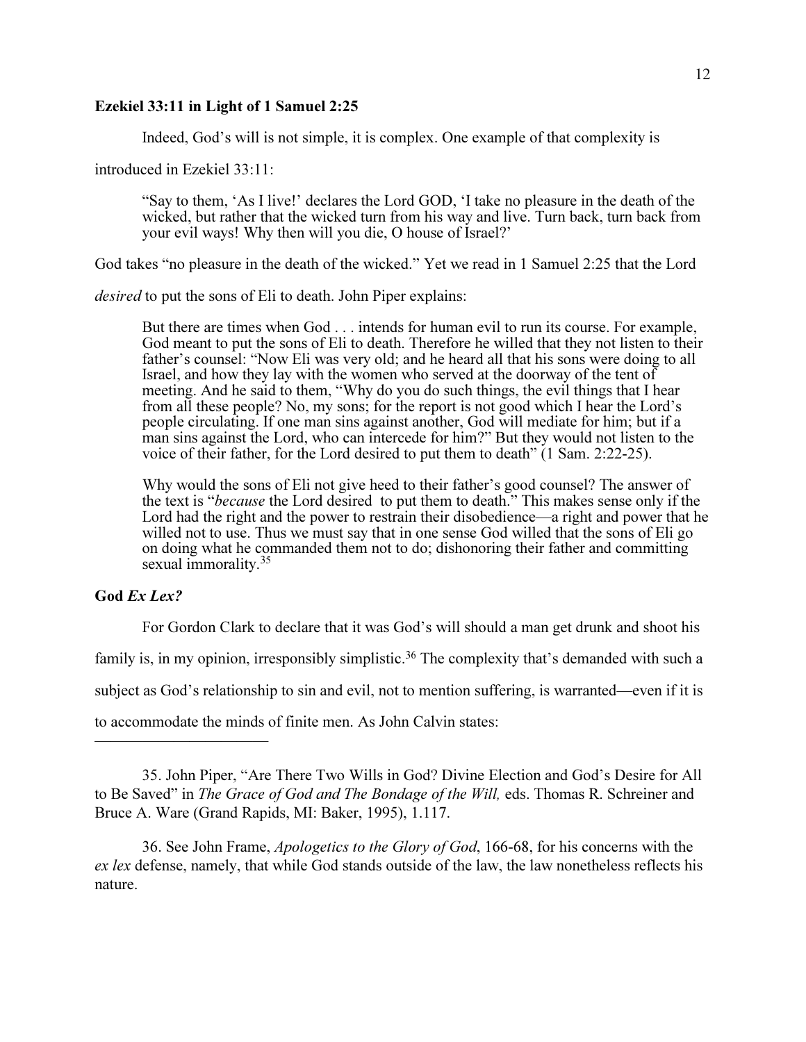**Ezekiel 33:11 in Light of 1 Samuel 2:25**

Indeed, God's will is not simple, it is complex. One example of that complexity is introduced in Ezekiel 33:11:

> "Say to them, 'As I live!' declares the Lord GOD, 'I take no pleasure in the death of the wicked, but rather that the wicked turn from his way and live. Turn back, turn back from your evil ways! Why then will you die, O house of Israel?'

God takes "no pleasure in the death of the wicked." Yet we read in 1 Samuel 2:25 that the Lord *desired* to put the sons of Eli to death. John Piper explains:

> But there are times when God . . . intends for human evil to run its course. For example, God meant to put the sons of Eli to death. Therefore he willed that they not listen to their father's counsel: "Now Eli was very old; and he heard all that his sons were doing to all Israel, and how they lay with the women who served at the doorway of the tent of meeting. And he said to them, "Why do you do such things, the evil things that I hear from all these people? No, my sons; for the report is not good which I hear the Lord's people circulating. If one man sins against another, God will mediate for him; but if a man sins against the Lord, who can intercede for him?" But they would not listen to the voice of their father, for the Lord desired to put them to death" (1 Sam. 2:22-25).
>
> Why would the sons of Eli not give heed to their father's good counsel? The answer of the text is "*because* the Lord desired to put them to death." This makes sense only if the Lord had the right and the power to restrain their disobedience—a right and power that he willed not to use. Thus we must say that in one sense God willed that the sons of Eli go on doing what he commanded them not to do; dishonoring their father and committing sexual immorality.[35]

**God *Ex Lex?***

For Gordon Clark to declare that it was God's will should a man get drunk and shoot his family is, in my opinion, irresponsibly simplistic.[36] The complexity that's demanded with such a subject as God's relationship to sin and evil, not to mention suffering, is warranted—even if it is to accommodate the minds of finite men. As John Calvin states:

---

35. John Piper, "Are There Two Wills in God? Divine Election and God's Desire for All to Be Saved" in *The Grace of God and The Bondage of the Will,* eds. Thomas R. Schreiner and Bruce A. Ware (Grand Rapids, MI: Baker, 1995), 1.117.

36. See John Frame, *Apologetics to the Glory of God*, 166-68, for his concerns with the *ex lex* defense, namely, that while God stands outside of the law, the law nonetheless reflects his nature.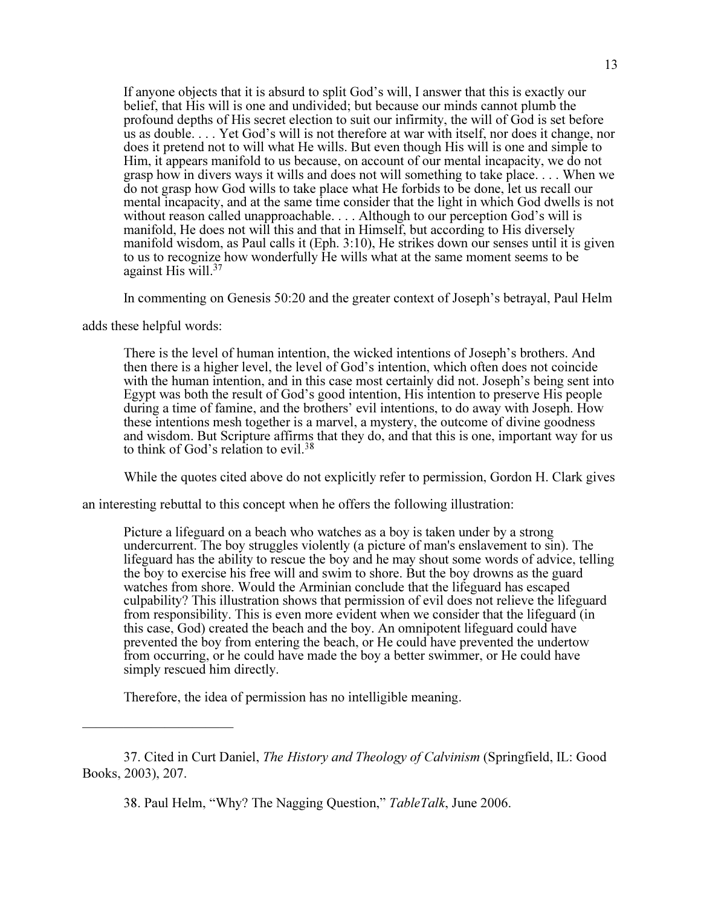> If anyone objects that it is absurd to split God's will, I answer that this is exactly our belief, that His will is one and undivided; but because our minds cannot plumb the profound depths of His secret election to suit our infirmity, the will of God is set before us as double. . . . Yet God's will is not therefore at war with itself, nor does it change, nor does it pretend not to will what He wills. But even though His will is one and simple to Him, it appears manifold to us because, on account of our mental incapacity, we do not grasp how in divers ways it wills and does not will something to take place. . . . When we do not grasp how God wills to take place what He forbids to be done, let us recall our mental incapacity, and at the same time consider that the light in which God dwells is not without reason called unapproachable. . . . Although to our perception God's will is manifold, He does not will this and that in Himself, but according to His diversely manifold wisdom, as Paul calls it (Eph. 3:10), He strikes down our senses until it is given to us to recognize how wonderfully He wills what at the same moment seems to be against His will.[37]

In commenting on Genesis 50:20 and the greater context of Joseph's betrayal, Paul Helm adds these helpful words:

> There is the level of human intention, the wicked intentions of Joseph's brothers. And then there is a higher level, the level of God's intention, which often does not coincide with the human intention, and in this case most certainly did not. Joseph's being sent into Egypt was both the result of God's good intention, His intention to preserve His people during a time of famine, and the brothers' evil intentions, to do away with Joseph. How these intentions mesh together is a marvel, a mystery, the outcome of divine goodness and wisdom. But Scripture affirms that they do, and that this is one, important way for us to think of God's relation to evil.[38]

While the quotes cited above do not explicitly refer to permission, Gordon H. Clark gives an interesting rebuttal to this concept when he offers the following illustration:

> Picture a lifeguard on a beach who watches as a boy is taken under by a strong undercurrent. The boy struggles violently (a picture of man's enslavement to sin). The lifeguard has the ability to rescue the boy and he may shout some words of advice, telling the boy to exercise his free will and swim to shore. But the boy drowns as the guard watches from shore. Would the Arminian conclude that the lifeguard has escaped culpability? This illustration shows that permission of evil does not relieve the lifeguard from responsibility. This is even more evident when we consider that the lifeguard (in this case, God) created the beach and the boy. An omnipotent lifeguard could have prevented the boy from entering the beach, or He could have prevented the undertow from occurring, or he could have made the boy a better swimmer, or He could have simply rescued him directly.
>
> Therefore, the idea of permission has no intelligible meaning.

---

37. Cited in Curt Daniel, *The History and Theology of Calvinism* (Springfield, IL: Good Books, 2003), 207.

38. Paul Helm, "Why? The Nagging Question," *TableTalk*, June 2006.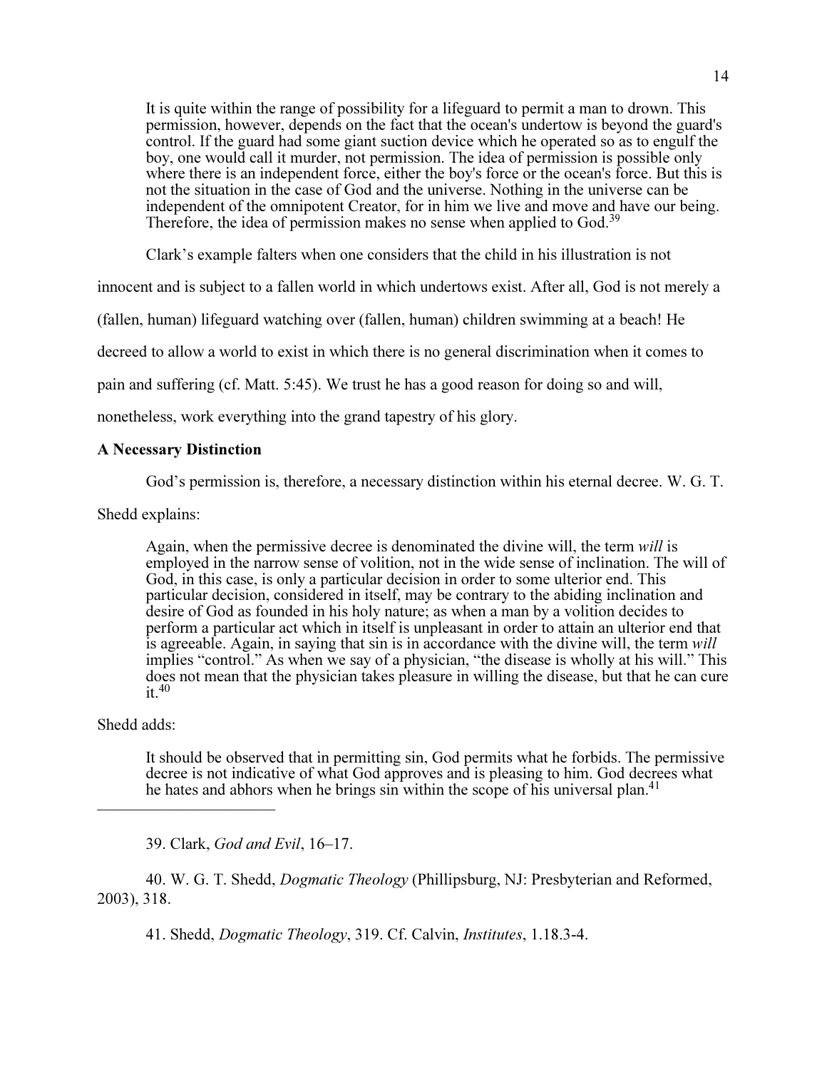> It is quite within the range of possibility for a lifeguard to permit a man to drown. This permission, however, depends on the fact that the ocean's undertow is beyond the guard's control. If the guard had some giant suction device which he operated so as to engulf the boy, one would call it murder, not permission. The idea of permission is possible only where there is an independent force, either the boy's force or the ocean's force. But this is not the situation in the case of God and the universe. Nothing in the universe can be independent of the omnipotent Creator, for in him we live and move and have our being. Therefore, the idea of permission makes no sense when applied to God.[39]

Clark's example falters when one considers that the child in his illustration is not innocent and is subject to a fallen world in which undertows exist. After all, God is not merely a (fallen, human) lifeguard watching over (fallen, human) children swimming at a beach! He decreed to allow a world to exist in which there is no general discrimination when it comes to pain and suffering (cf. Matt. 5:45). We trust he has a good reason for doing so and will, nonetheless, work everything into the grand tapestry of his glory.

**A Necessary Distinction**

God's permission is, therefore, a necessary distinction within his eternal decree. W. G. T. Shedd explains:

> Again, when the permissive decree is denominated the divine will, the term *will* is employed in the narrow sense of volition, not in the wide sense of inclination. The will of God, in this case, is only a particular decision in order to some ulterior end. This particular decision, considered in itself, may be contrary to the abiding inclination and desire of God as founded in his holy nature; as when a man by a volition decides to perform a particular act which in itself is unpleasant in order to attain an ulterior end that is agreeable. Again, in saying that sin is in accordance with the divine will, the term *will* implies "control." As when we say of a physician, "the disease is wholly at his will." This does not mean that the physician takes pleasure in willing the disease, but that he can cure it.[40]

Shedd adds:

> It should be observed that in permitting sin, God permits what he forbids. The permissive decree is not indicative of what God approves and is pleasing to him. God decrees what he hates and abhors when he brings sin within the scope of his universal plan.[41]

---

39. Clark, *God and Evil*, 16–17.

40. W. G. T. Shedd, *Dogmatic Theology* (Phillipsburg, NJ: Presbyterian and Reformed, 2003), 318.

41. Shedd, *Dogmatic Theology*, 319. Cf. Calvin, *Institutes*, 1.18.3-4.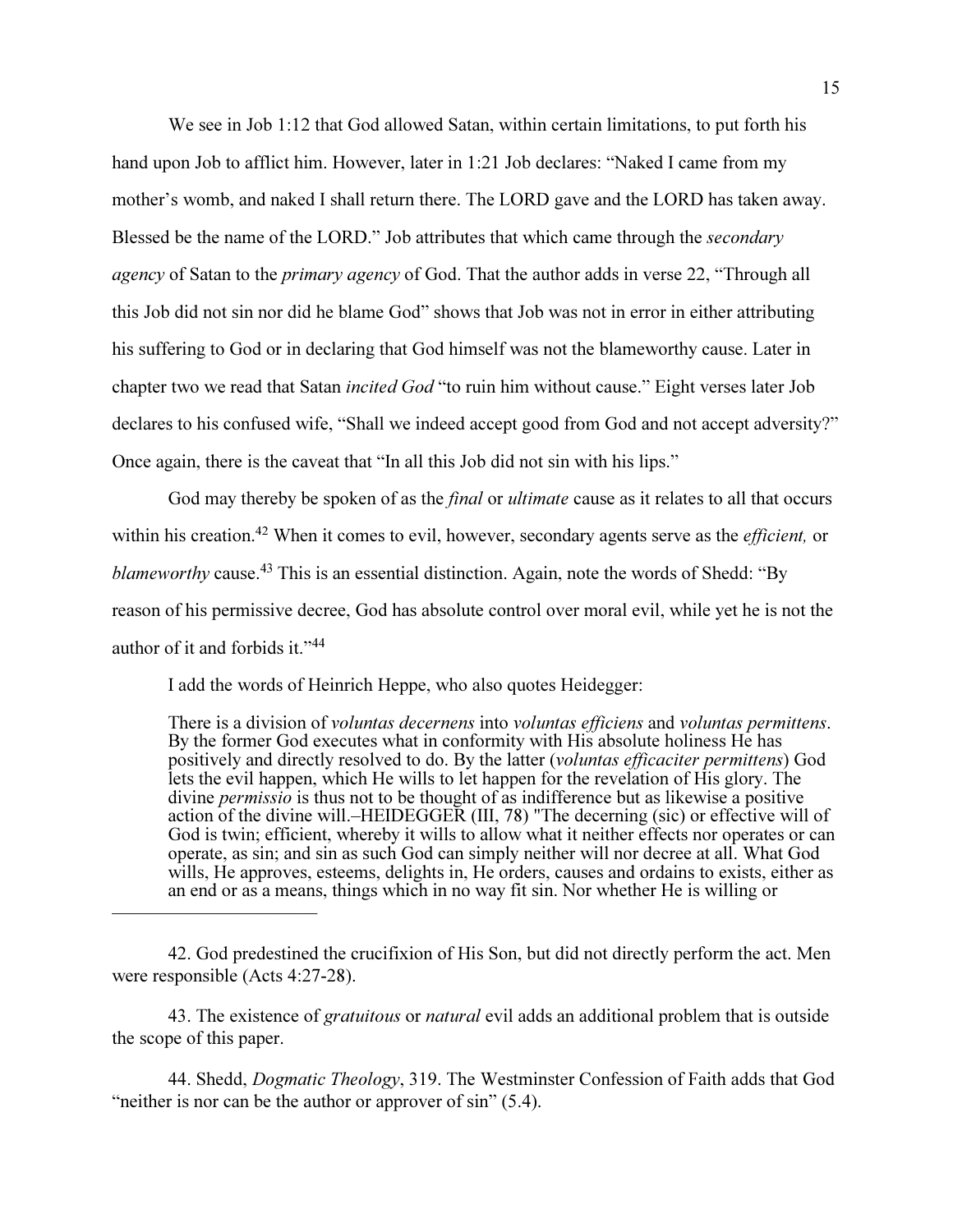We see in Job 1:12 that God allowed Satan, within certain limitations, to put forth his hand upon Job to afflict him. However, later in 1:21 Job declares: "Naked I came from my mother's womb, and naked I shall return there. The LORD gave and the LORD has taken away. Blessed be the name of the LORD." Job attributes that which came through the *secondary agency* of Satan to the *primary agency* of God. That the author adds in verse 22, "Through all this Job did not sin nor did he blame God" shows that Job was not in error in either attributing his suffering to God or in declaring that God himself was not the blameworthy cause. Later in chapter two we read that Satan *incited God* "to ruin him without cause." Eight verses later Job declares to his confused wife, "Shall we indeed accept good from God and not accept adversity?" Once again, there is the caveat that "In all this Job did not sin with his lips."

God may thereby be spoken of as the *final* or *ultimate* cause as it relates to all that occurs within his creation.[42] When it comes to evil, however, secondary agents serve as the *efficient,* or *blameworthy* cause.[43] This is an essential distinction. Again, note the words of Shedd: "By reason of his permissive decree, God has absolute control over moral evil, while yet he is not the author of it and forbids it."[44]

I add the words of Heinrich Heppe, who also quotes Heidegger:

> There is a division of *voluntas decernens* into *voluntas efficiens* and *voluntas permittens*. By the former God executes what in conformity with His absolute holiness He has positively and directly resolved to do. By the latter (*voluntas efficaciter permittens*) God lets the evil happen, which He wills to let happen for the revelation of His glory. The divine *permissio* is thus not to be thought of as indifference but as likewise a positive action of the divine will.–HEIDEGGER (III, 78) "The decerning (sic) or effective will of God is twin; efficient, whereby it wills to allow what it neither effects nor operates or can operate, as sin; and sin as such God can simply neither will nor decree at all. What God wills, He approves, esteems, delights in, He orders, causes and ordains to exists, either as an end or as a means, things which in no way fit sin. Nor whether He is willing or

---

42. God predestined the crucifixion of His Son, but did not directly perform the act. Men were responsible (Acts 4:27-28).

43. The existence of *gratuitous* or *natural* evil adds an additional problem that is outside the scope of this paper.

44. Shedd, *Dogmatic Theology*, 319. The Westminster Confession of Faith adds that God "neither is nor can be the author or approver of sin" (5.4).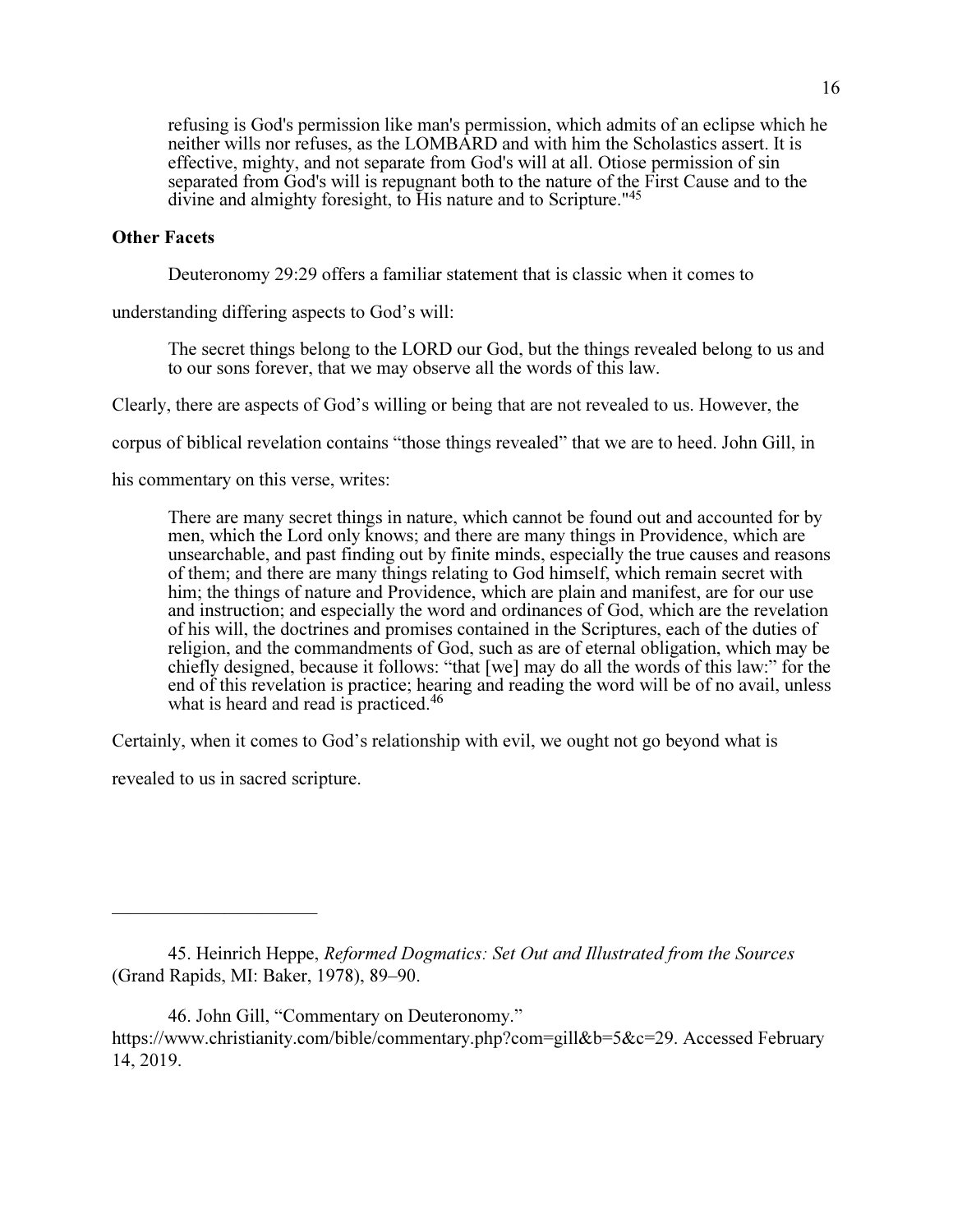> refusing is God's permission like man's permission, which admits of an eclipse which he neither wills nor refuses, as the LOMBARD and with him the Scholastics assert. It is effective, mighty, and not separate from God's will at all. Otiose permission of sin separated from God's will is repugnant both to the nature of the First Cause and to the divine and almighty foresight, to His nature and to Scripture."[45]

**Other Facets**

Deuteronomy 29:29 offers a familiar statement that is classic when it comes to understanding differing aspects to God's will:

> The secret things belong to the LORD our God, but the things revealed belong to us and to our sons forever, that we may observe all the words of this law.

Clearly, there are aspects of God's willing or being that are not revealed to us. However, the corpus of biblical revelation contains "those things revealed" that we are to heed. John Gill, in his commentary on this verse, writes:

> There are many secret things in nature, which cannot be found out and accounted for by men, which the Lord only knows; and there are many things in Providence, which are unsearchable, and past finding out by finite minds, especially the true causes and reasons of them; and there are many things relating to God himself, which remain secret with him; the things of nature and Providence, which are plain and manifest, are for our use and instruction; and especially the word and ordinances of God, which are the revelation of his will, the doctrines and promises contained in the Scriptures, each of the duties of religion, and the commandments of God, such as are of eternal obligation, which may be chiefly designed, because it follows: "that [we] may do all the words of this law:" for the end of this revelation is practice; hearing and reading the word will be of no avail, unless what is heard and read is practiced.[46]

Certainly, when it comes to God's relationship with evil, we ought not go beyond what is revealed to us in sacred scripture.

---

45. Heinrich Heppe, *Reformed Dogmatics: Set Out and Illustrated from the Sources* (Grand Rapids, MI: Baker, 1978), 89–90.

46. John Gill, "Commentary on Deuteronomy." https://www.christianity.com/bible/commentary.php?com=gill&b=5&c=29. Accessed February 14, 2019.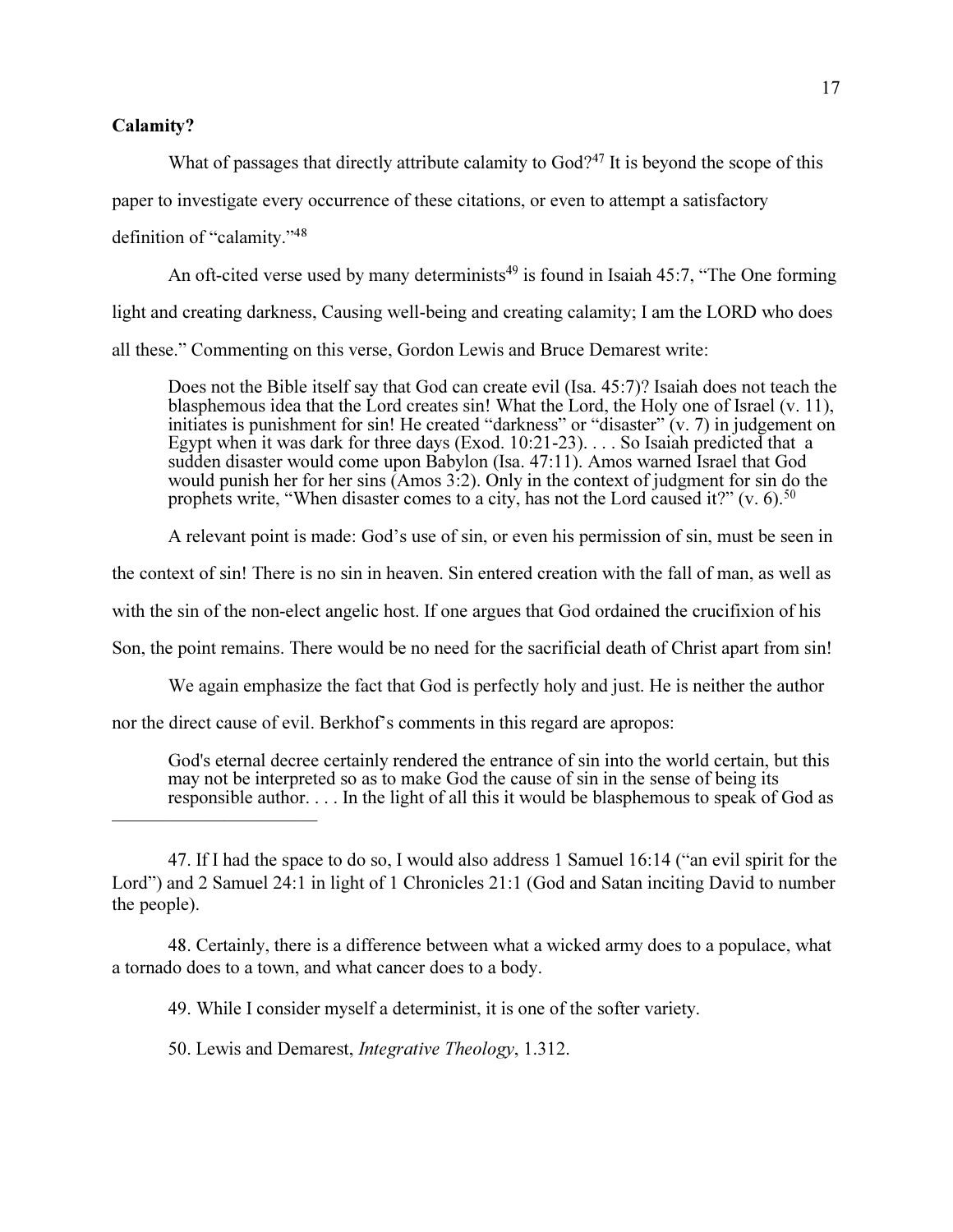**Calamity?**

What of passages that directly attribute calamity to God?[47] It is beyond the scope of this paper to investigate every occurrence of these citations, or even to attempt a satisfactory definition of "calamity."[48]

An oft-cited verse used by many determinists[49] is found in Isaiah 45:7, "The One forming light and creating darkness, Causing well-being and creating calamity; I am the LORD who does all these." Commenting on this verse, Gordon Lewis and Bruce Demarest write:

> Does not the Bible itself say that God can create evil (Isa. 45:7)? Isaiah does not teach the blasphemous idea that the Lord creates sin! What the Lord, the Holy one of Israel (v. 11), initiates is punishment for sin! He created "darkness" or "disaster" (v. 7) in judgement on Egypt when it was dark for three days (Exod. 10:21-23). . . . So Isaiah predicted that a sudden disaster would come upon Babylon (Isa. 47:11). Amos warned Israel that God would punish her for her sins (Amos 3:2). Only in the context of judgment for sin do the prophets write, "When disaster comes to a city, has not the Lord caused it?" (v. 6).[50]

A relevant point is made: God's use of sin, or even his permission of sin, must be seen in the context of sin! There is no sin in heaven. Sin entered creation with the fall of man, as well as with the sin of the non-elect angelic host. If one argues that God ordained the crucifixion of his Son, the point remains. There would be no need for the sacrificial death of Christ apart from sin!

We again emphasize the fact that God is perfectly holy and just. He is neither the author nor the direct cause of evil. Berkhof's comments in this regard are apropos:

> God's eternal decree certainly rendered the entrance of sin into the world certain, but this may not be interpreted so as to make God the cause of sin in the sense of being its responsible author. . . . In the light of all this it would be blasphemous to speak of God as

---

47. If I had the space to do so, I would also address 1 Samuel 16:14 ("an evil spirit for the Lord") and 2 Samuel 24:1 in light of 1 Chronicles 21:1 (God and Satan inciting David to number the people).

48. Certainly, there is a difference between what a wicked army does to a populace, what a tornado does to a town, and what cancer does to a body.

49. While I consider myself a determinist, it is one of the softer variety.

50. Lewis and Demarest, *Integrative Theology*, 1.312.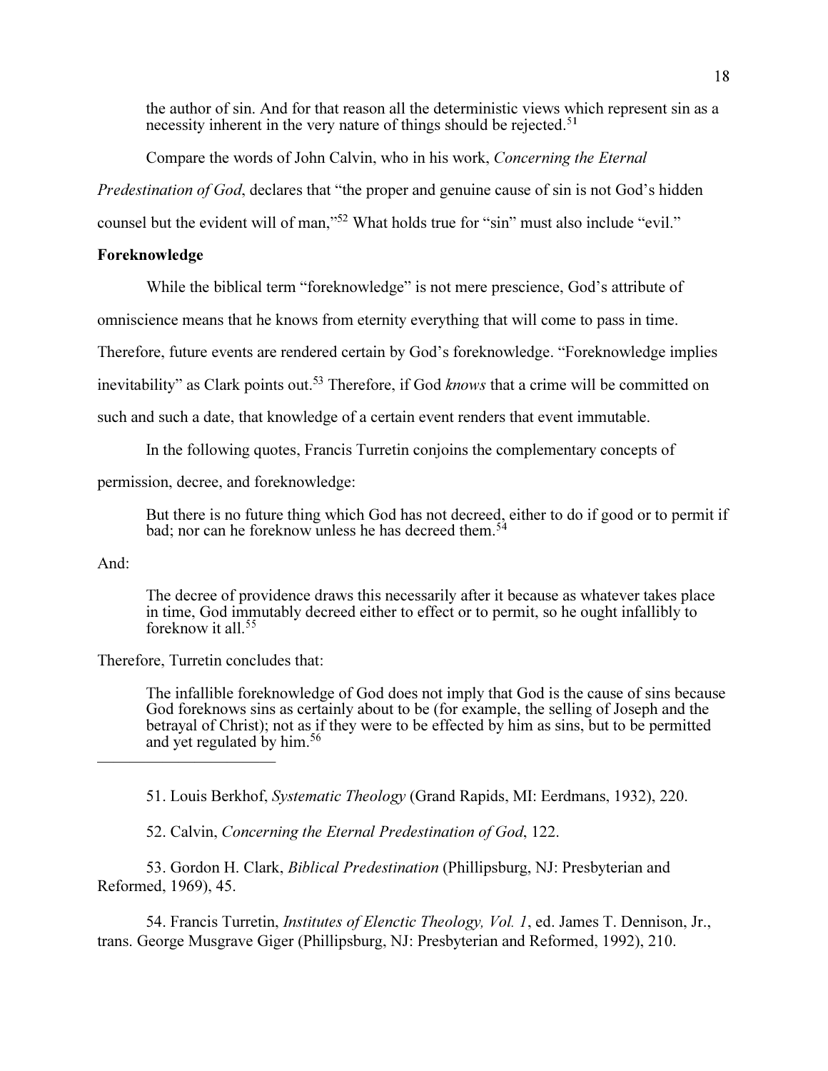> the author of sin. And for that reason all the deterministic views which represent sin as a necessity inherent in the very nature of things should be rejected.[51]

Compare the words of John Calvin, who in his work, *Concerning the Eternal Predestination of God*, declares that "the proper and genuine cause of sin is not God's hidden counsel but the evident will of man,"[52] What holds true for "sin" must also include "evil."

**Foreknowledge**

While the biblical term "foreknowledge" is not mere prescience, God's attribute of omniscience means that he knows from eternity everything that will come to pass in time. Therefore, future events are rendered certain by God's foreknowledge. "Foreknowledge implies inevitability" as Clark points out.[53] Therefore, if God *knows* that a crime will be committed on such and such a date, that knowledge of a certain event renders that event immutable.

In the following quotes, Francis Turretin conjoins the complementary concepts of permission, decree, and foreknowledge:

> But there is no future thing which God has not decreed, either to do if good or to permit if bad; nor can he foreknow unless he has decreed them.[54]

And:

> The decree of providence draws this necessarily after it because as whatever takes place in time, God immutably decreed either to effect or to permit, so he ought infallibly to foreknow it all.[55]

Therefore, Turretin concludes that:

> The infallible foreknowledge of God does not imply that God is the cause of sins because God foreknows sins as certainly about to be (for example, the selling of Joseph and the betrayal of Christ); not as if they were to be effected by him as sins, but to be permitted and yet regulated by him.[56]

---

51. Louis Berkhof, *Systematic Theology* (Grand Rapids, MI: Eerdmans, 1932), 220.

52. Calvin, *Concerning the Eternal Predestination of God*, 122.

53. Gordon H. Clark, *Biblical Predestination* (Phillipsburg, NJ: Presbyterian and Reformed, 1969), 45.

54. Francis Turretin, *Institutes of Elenctic Theology, Vol. 1*, ed. James T. Dennison, Jr., trans. George Musgrave Giger (Phillipsburg, NJ: Presbyterian and Reformed, 1992), 210.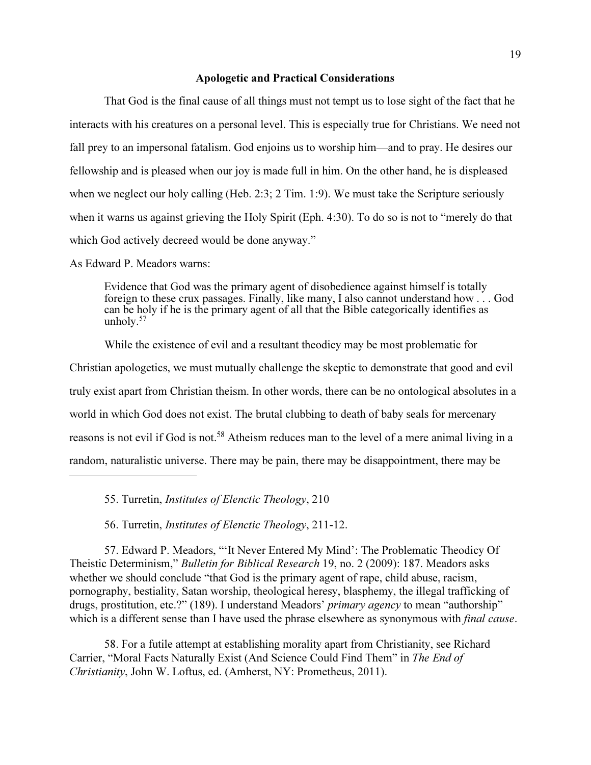## Apologetic and Practical Considerations

That God is the final cause of all things must not tempt us to lose sight of the fact that he interacts with his creatures on a personal level. This is especially true for Christians. We need not fall prey to an impersonal fatalism. God enjoins us to worship him—and to pray. He desires our fellowship and is pleased when our joy is made full in him. On the other hand, he is displeased when we neglect our holy calling (Heb. 2:3; 2 Tim. 1:9). We must take the Scripture seriously when it warns us against grieving the Holy Spirit (Eph. 4:30). To do so is not to "merely do that which God actively decreed would be done anyway."

As Edward P. Meadors warns:

> Evidence that God was the primary agent of disobedience against himself is totally foreign to these crux passages. Finally, like many, I also cannot understand how . . . God can be holy if he is the primary agent of all that the Bible categorically identifies as unholy.[57]

While the existence of evil and a resultant theodicy may be most problematic for Christian apologetics, we must mutually challenge the skeptic to demonstrate that good and evil truly exist apart from Christian theism. In other words, there can be no ontological absolutes in a world in which God does not exist. The brutal clubbing to death of baby seals for mercenary reasons is not evil if God is not.[58] Atheism reduces man to the level of a mere animal living in a random, naturalistic universe. There may be pain, there may be disappointment, there may be

---

55. Turretin, *Institutes of Elenctic Theology*, 210

56. Turretin, *Institutes of Elenctic Theology*, 211-12.

57. Edward P. Meadors, "'It Never Entered My Mind': The Problematic Theodicy Of Theistic Determinism," *Bulletin for Biblical Research* 19, no. 2 (2009): 187. Meadors asks whether we should conclude "that God is the primary agent of rape, child abuse, racism, pornography, bestiality, Satan worship, theological heresy, blasphemy, the illegal trafficking of drugs, prostitution, etc.?" (189). I understand Meadors' *primary agency* to mean "authorship" which is a different sense than I have used the phrase elsewhere as synonymous with *final cause*.

58. For a futile attempt at establishing morality apart from Christianity, see Richard Carrier, "Moral Facts Naturally Exist (And Science Could Find Them" in *The End of Christianity*, John W. Loftus, ed. (Amherst, NY: Prometheus, 2011).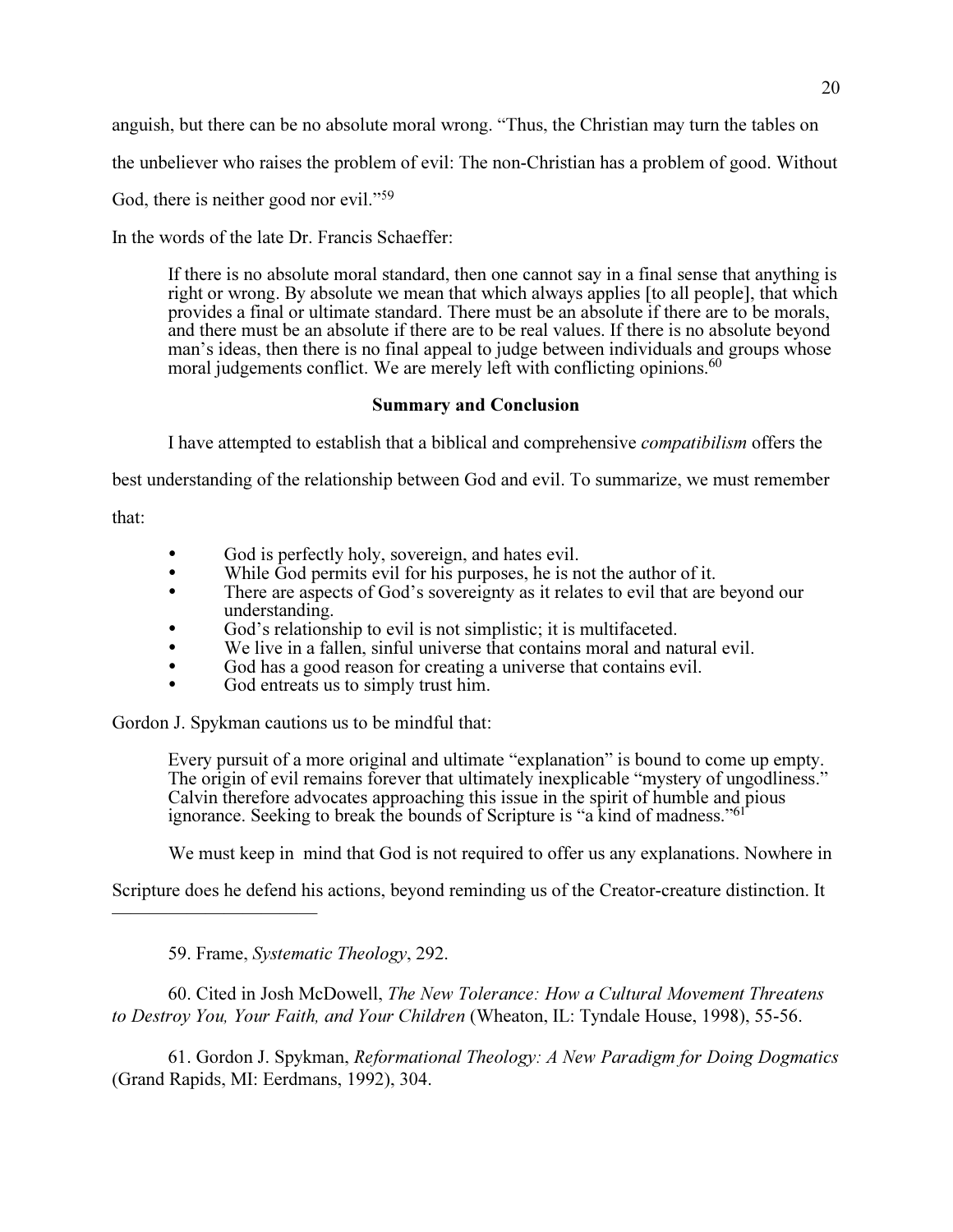anguish, but there can be no absolute moral wrong. "Thus, the Christian may turn the tables on the unbeliever who raises the problem of evil: The non-Christian has a problem of good. Without God, there is neither good nor evil."[59]

In the words of the late Dr. Francis Schaeffer:

> If there is no absolute moral standard, then one cannot say in a final sense that anything is right or wrong. By absolute we mean that which always applies [to all people], that which provides a final or ultimate standard. There must be an absolute if there are to be morals, and there must be an absolute if there are to be real values. If there is no absolute beyond man's ideas, then there is no final appeal to judge between individuals and groups whose moral judgements conflict. We are merely left with conflicting opinions.[60]

## Summary and Conclusion

I have attempted to establish that a biblical and comprehensive *compatibilism* offers the best understanding of the relationship between God and evil. To summarize, we must remember that:

- God is perfectly holy, sovereign, and hates evil.
- While God permits evil for his purposes, he is not the author of it.
- There are aspects of God's sovereignty as it relates to evil that are beyond our understanding.
- God's relationship to evil is not simplistic; it is multifaceted.
- We live in a fallen, sinful universe that contains moral and natural evil.
- God has a good reason for creating a universe that contains evil.
- God entreats us to simply trust him.

Gordon J. Spykman cautions us to be mindful that:

> Every pursuit of a more original and ultimate "explanation" is bound to come up empty. The origin of evil remains forever that ultimately inexplicable "mystery of ungodliness." Calvin therefore advocates approaching this issue in the spirit of humble and pious ignorance. Seeking to break the bounds of Scripture is "a kind of madness."[61]

We must keep in mind that God is not required to offer us any explanations. Nowhere in Scripture does he defend his actions, beyond reminding us of the Creator-creature distinction. It

---

59. Frame, *Systematic Theology*, 292.

60. Cited in Josh McDowell, *The New Tolerance: How a Cultural Movement Threatens to Destroy You, Your Faith, and Your Children* (Wheaton, IL: Tyndale House, 1998), 55-56.

61. Gordon J. Spykman, *Reformational Theology: A New Paradigm for Doing Dogmatics* (Grand Rapids, MI: Eerdmans, 1992), 304.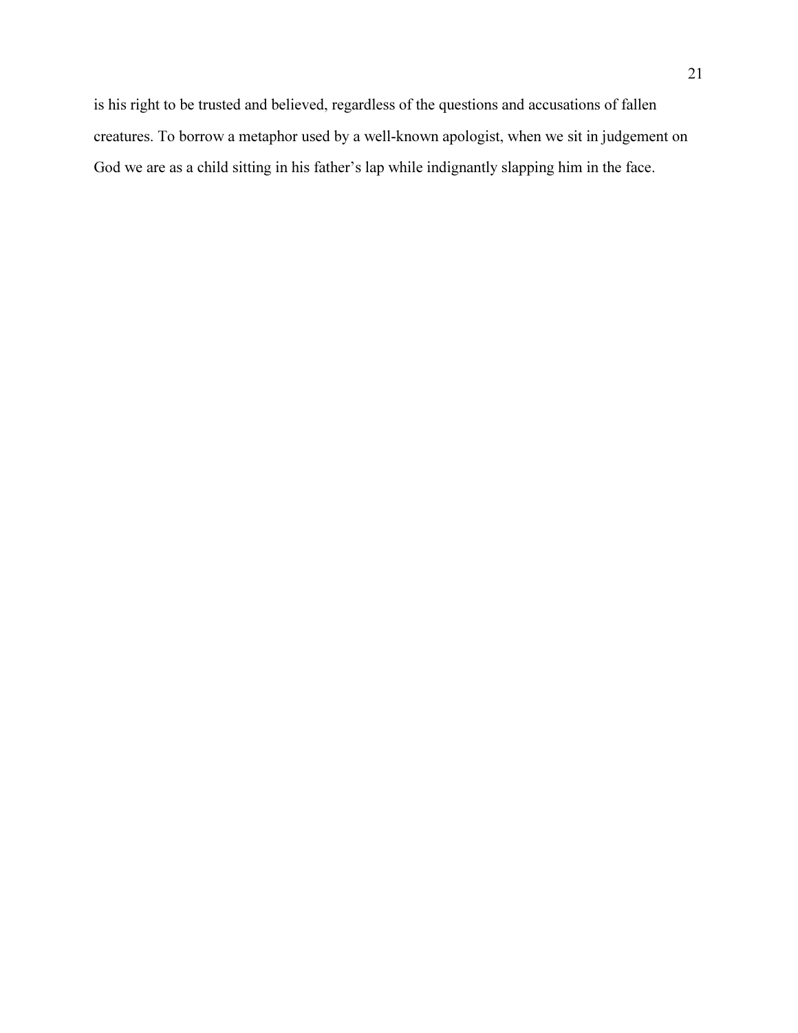is his right to be trusted and believed, regardless of the questions and accusations of fallen creatures. To borrow a metaphor used by a well-known apologist, when we sit in judgement on God we are as a child sitting in his father's lap while indignantly slapping him in the face.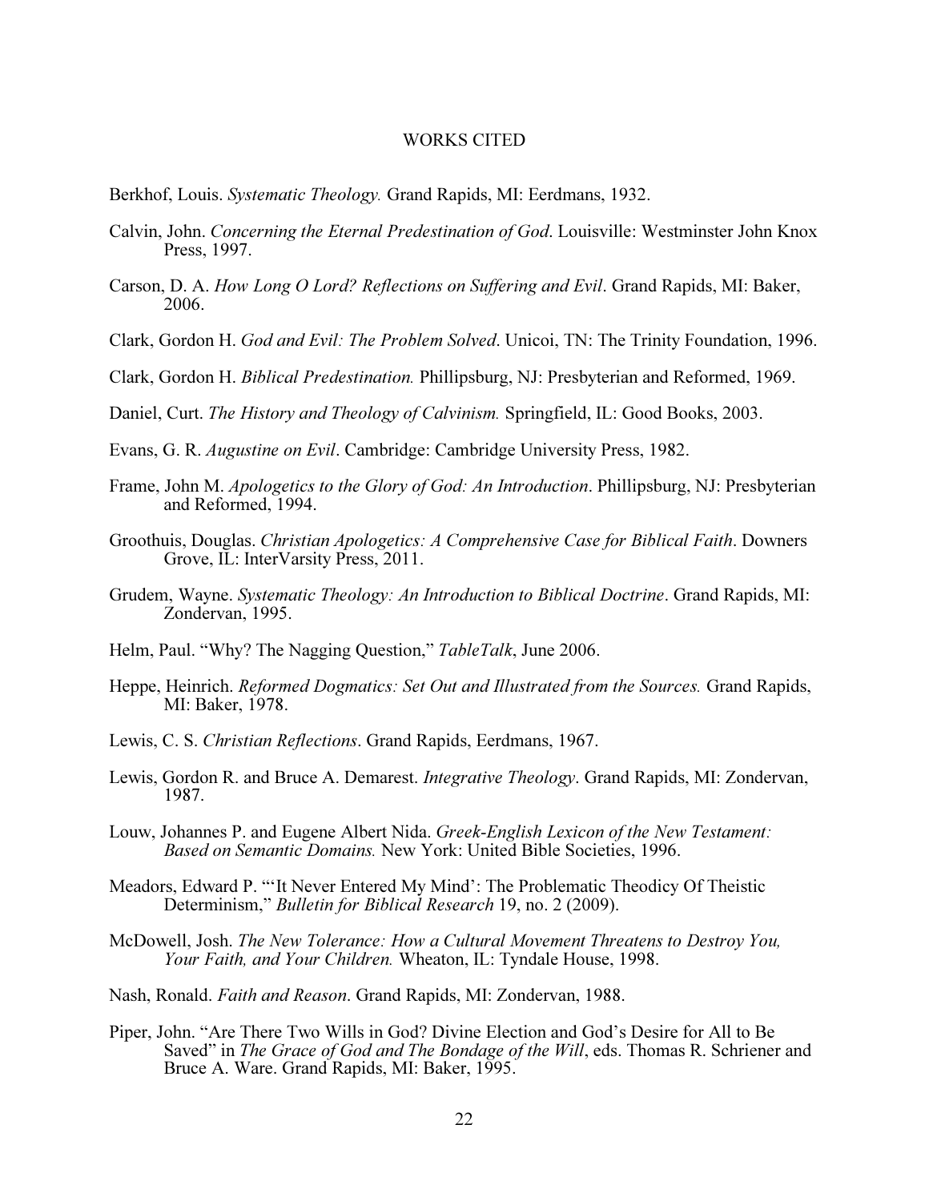# WORKS CITED

Berkhof, Louis. *Systematic Theology.* Grand Rapids, MI: Eerdmans, 1932.

Calvin, John. *Concerning the Eternal Predestination of God*. Louisville: Westminster John Knox Press, 1997.

Carson, D. A. *How Long O Lord? Reflections on Suffering and Evil*. Grand Rapids, MI: Baker, 2006.

Clark, Gordon H. *God and Evil: The Problem Solved*. Unicoi, TN: The Trinity Foundation, 1996.

Clark, Gordon H. *Biblical Predestination.* Phillipsburg, NJ: Presbyterian and Reformed, 1969.

Daniel, Curt. *The History and Theology of Calvinism.* Springfield, IL: Good Books, 2003.

Evans, G. R. *Augustine on Evil*. Cambridge: Cambridge University Press, 1982.

Frame, John M. *Apologetics to the Glory of God: An Introduction*. Phillipsburg, NJ: Presbyterian and Reformed, 1994.

Groothuis, Douglas. *Christian Apologetics: A Comprehensive Case for Biblical Faith*. Downers Grove, IL: InterVarsity Press, 2011.

Grudem, Wayne. *Systematic Theology: An Introduction to Biblical Doctrine*. Grand Rapids, MI: Zondervan, 1995.

Helm, Paul. "Why? The Nagging Question," *TableTalk*, June 2006.

Heppe, Heinrich. *Reformed Dogmatics: Set Out and Illustrated from the Sources.* Grand Rapids, MI: Baker, 1978.

Lewis, C. S. *Christian Reflections*. Grand Rapids, Eerdmans, 1967.

Lewis, Gordon R. and Bruce A. Demarest. *Integrative Theology*. Grand Rapids, MI: Zondervan, 1987.

Louw, Johannes P. and Eugene Albert Nida. *Greek-English Lexicon of the New Testament: Based on Semantic Domains.* New York: United Bible Societies, 1996.

Meadors, Edward P. "'It Never Entered My Mind': The Problematic Theodicy Of Theistic Determinism," *Bulletin for Biblical Research* 19, no. 2 (2009).

McDowell, Josh. *The New Tolerance: How a Cultural Movement Threatens to Destroy You, Your Faith, and Your Children.* Wheaton, IL: Tyndale House, 1998.

Nash, Ronald. *Faith and Reason*. Grand Rapids, MI: Zondervan, 1988.

Piper, John. "Are There Two Wills in God? Divine Election and God's Desire for All to Be Saved" in *The Grace of God and The Bondage of the Will*, eds. Thomas R. Schriener and Bruce A. Ware. Grand Rapids, MI: Baker, 1995.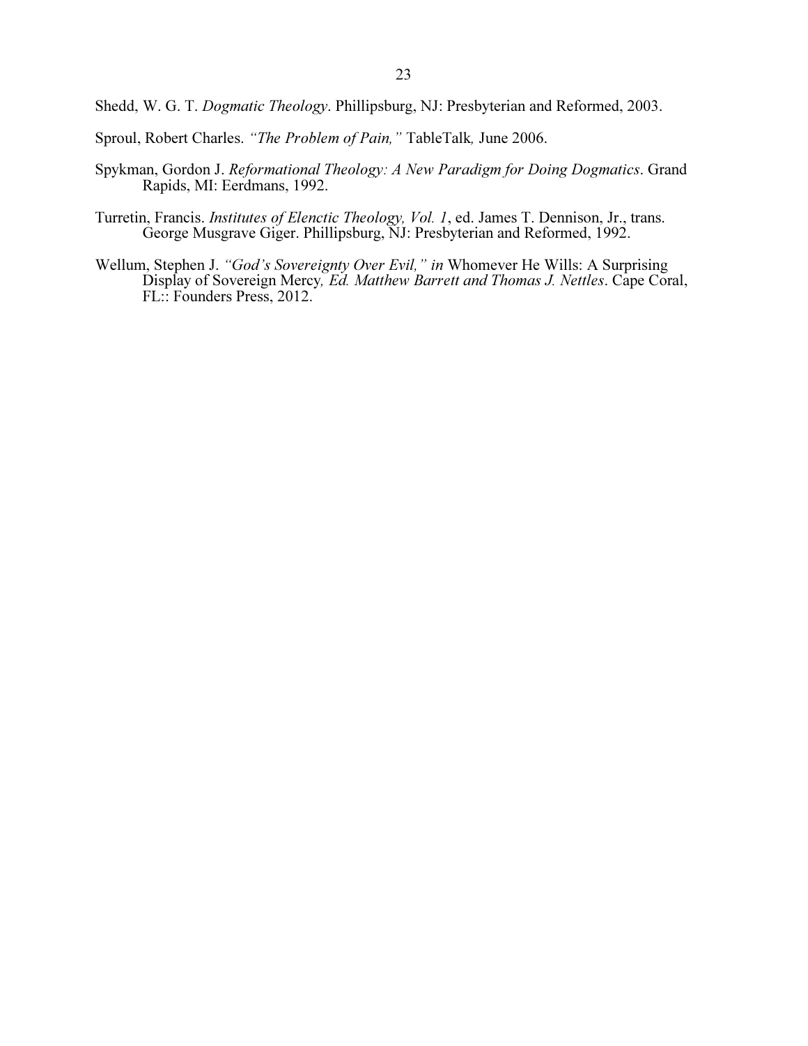Shedd, W. G. T. *Dogmatic Theology*. Phillipsburg, NJ: Presbyterian and Reformed, 2003.

Sproul, Robert Charles. *"The Problem of Pain,"* TableTalk*,* June 2006.

Spykman, Gordon J. *Reformational Theology: A New Paradigm for Doing Dogmatics*. Grand Rapids, MI: Eerdmans, 1992.

Turretin, Francis. *Institutes of Elenctic Theology, Vol. 1*, ed. James T. Dennison, Jr., trans. George Musgrave Giger. Phillipsburg, NJ: Presbyterian and Reformed, 1992.

Wellum, Stephen J. *"God's Sovereignty Over Evil," in* Whomever He Wills: A Surprising Display of Sovereign Mercy*, Ed. Matthew Barrett and Thomas J. Nettles*. Cape Coral, FL:: Founders Press, 2012.